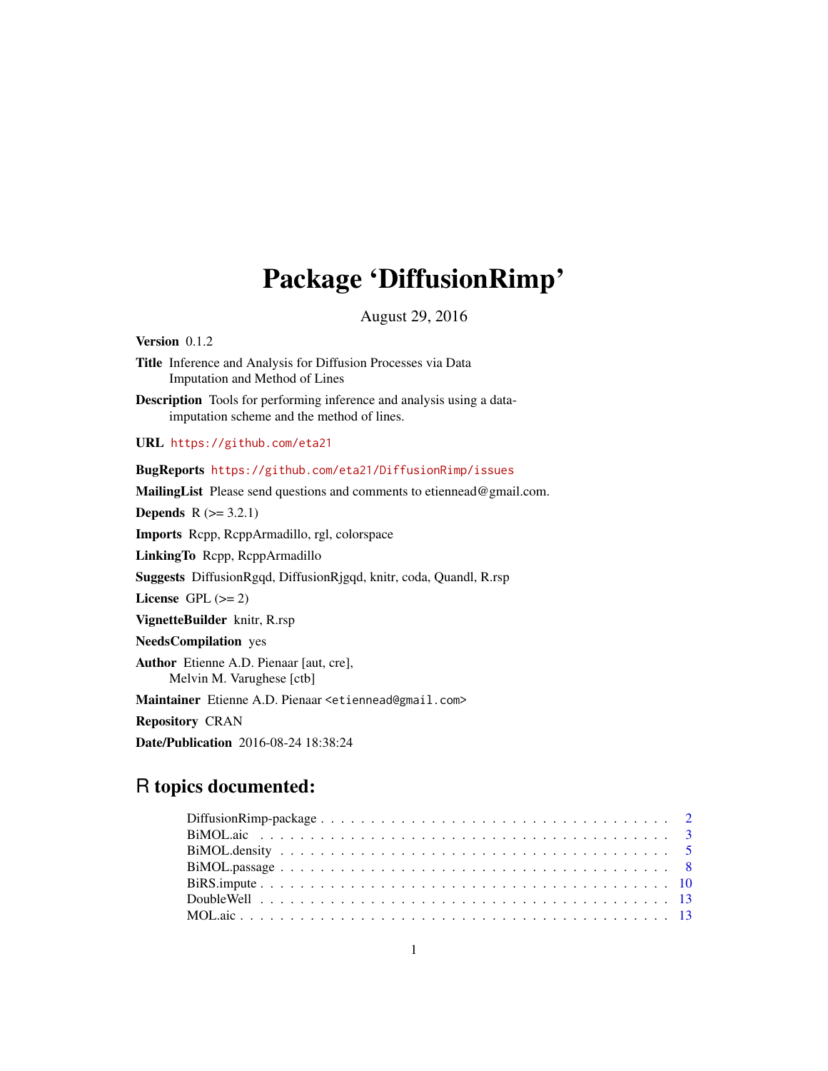# Package 'DiffusionRimp'

August 29, 2016

**Version** 0.1.2

**Title** Inference and Analysis for Diffusion Processes via Data Imputation and Method of Lines

**Description** Tools for performing inference and analysis using a data-imputation scheme and the method of lines.

**URL** https://github.com/eta21

**BugReports** https://github.com/eta21/DiffusionRimp/issues

**MailingList** Please send questions and comments to etiennead@gmail.com.

**Depends** R (>= 3.2.1)

**Imports** Rcpp, RcppArmadillo, rgl, colorspace

**LinkingTo** Rcpp, RcppArmadillo

**Suggests** DiffusionRgqd, DiffusionRjgqd, knitr, coda, Quandl, R.rsp

**License** GPL (>= 2)

**VignetteBuilder** knitr, R.rsp

**NeedsCompilation** yes

**Author** Etienne A.D. Pienaar [aut, cre],
Melvin M. Varughese [ctb]

**Maintainer** Etienne A.D. Pienaar <etiennead@gmail.com>

**Repository** CRAN

**Date/Publication** 2016-08-24 18:38:24

## R topics documented:

- DiffusionRimp-package . . . . . . . . . . . . . . . . . . . . . . . . . . . . . . . . . . . 2
- BiMOL.aic . . . . . . . . . . . . . . . . . . . . . . . . . . . . . . . . . . . . . . . . . 3
- BiMOL.density . . . . . . . . . . . . . . . . . . . . . . . . . . . . . . . . . . . . . . . 5
- BiMOL.passage . . . . . . . . . . . . . . . . . . . . . . . . . . . . . . . . . . . . . . . 8
- BiRS.impute . . . . . . . . . . . . . . . . . . . . . . . . . . . . . . . . . . . . . . . . 10
- DoubleWell . . . . . . . . . . . . . . . . . . . . . . . . . . . . . . . . . . . . . . . . 13
- MOL.aic . . . . . . . . . . . . . . . . . . . . . . . . . . . . . . . . . . . . . . . . . . 13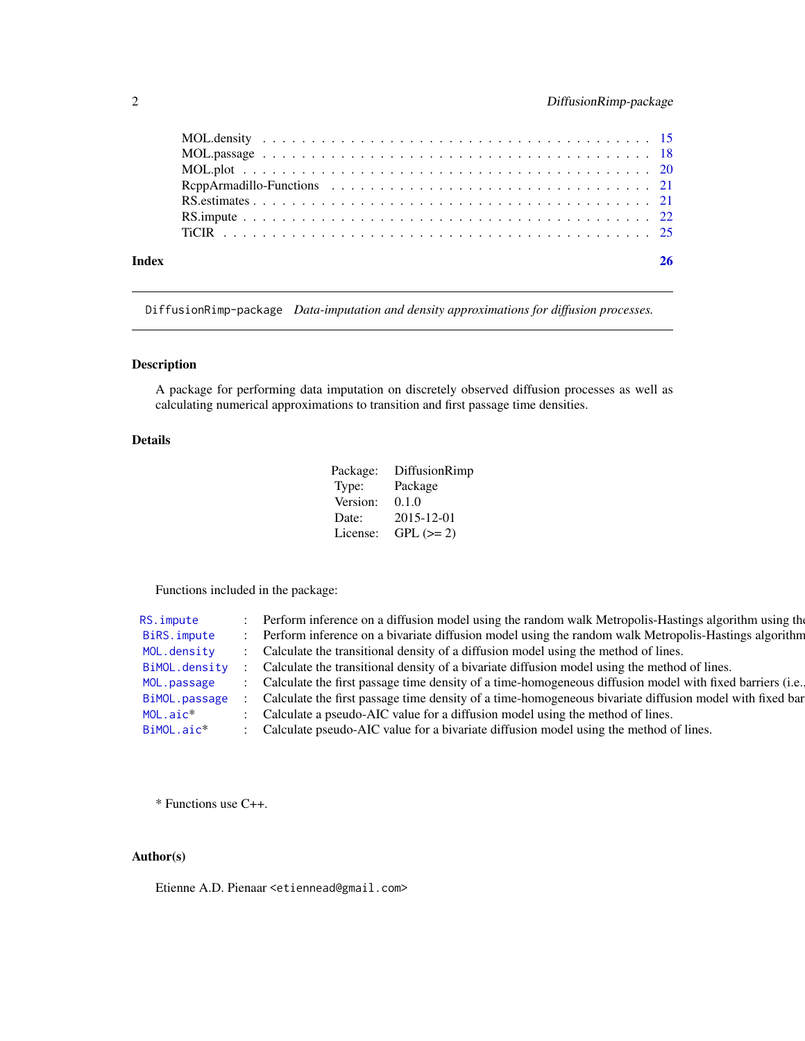| | |
|---|---|
| MOL.density | 15 |
| MOL.passage | 18 |
| MOL.plot | 20 |
| RcppArmadillo-Functions | 21 |
| RS.estimates | 21 |
| RS.impute | 22 |
| TiCIR | 25 |

**Index** **26**

---

`DiffusionRimp-package` *Data-imputation and density approximations for diffusion processes.*

---

### Description

A package for performing data imputation on discretely observed diffusion processes as well as calculating numerical approximations to transition and first passage time densities.

### Details

| | |
|---|---|
| Package: | DiffusionRimp |
| Type: | Package |
| Version: | 0.1.0 |
| Date: | 2015-12-01 |
| License: | GPL (>= 2) |

Functions included in the package:

| | | |
|---|---|---|
| `RS.impute` | : | Perform inference on a diffusion model using the random walk Metropolis-Hastings algorithm using th |
| `BiRS.impute` | : | Perform inference on a bivariate diffusion model using the random walk Metropolis-Hastings algorithm |
| `MOL.density` | : | Calculate the transitional density of a diffusion model using the method of lines. |
| `BiMOL.density` | : | Calculate the transitional density of a bivariate diffusion model using the method of lines. |
| `MOL.passage` | : | Calculate the first passage time density of a time-homogeneous diffusion model with fixed barriers (i.e. |
| `BiMOL.passage` | : | Calculate the first passage time density of a time-homogeneous bivariate diffusion model with fixed bar |
| `MOL.aic`* | : | Calculate a pseudo-AIC value for a diffusion model using the method of lines. |
| `BiMOL.aic`* | : | Calculate pseudo-AIC value for a bivariate diffusion model using the method of lines. |

* Functions use C++.

### Author(s)

Etienne A.D. Pienaar `<etiennead@gmail.com>`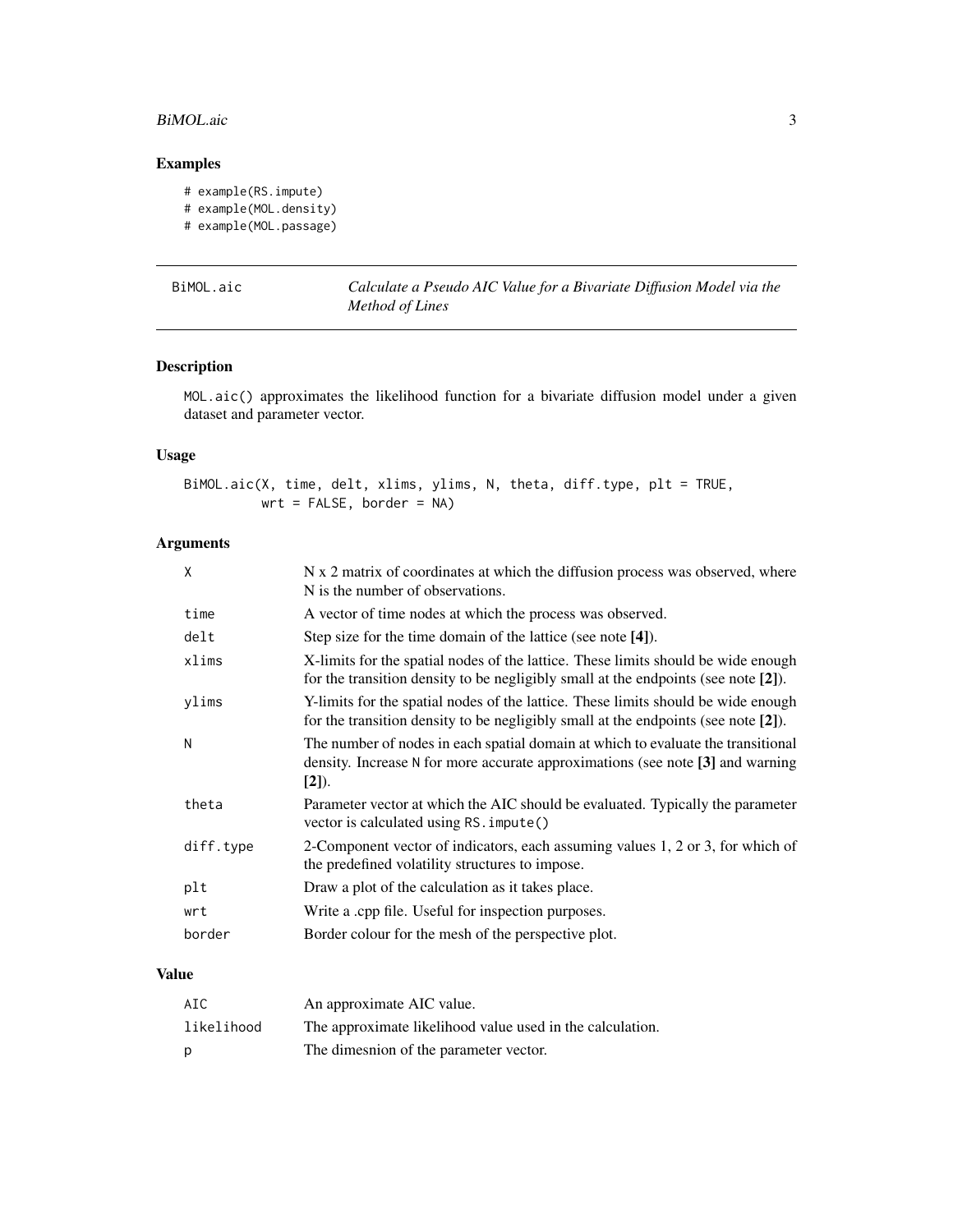## Examples

```
# example(RS.impute)
# example(MOL.density)
# example(MOL.passage)
```

---

# BiMOL.aic — *Calculate a Pseudo AIC Value for a Bivariate Diffusion Model via the Method of Lines*

---

### Description

MOL.aic() approximates the likelihood function for a bivariate diffusion model under a given dataset and parameter vector.

### Usage

```
BiMOL.aic(X, time, delt, xlims, ylims, N, theta, diff.type, plt = TRUE,
          wrt = FALSE, border = NA)
```

### Arguments

| | |
|---|---|
| X | N x 2 matrix of coordinates at which the diffusion process was observed, where N is the number of observations. |
| time | A vector of time nodes at which the process was observed. |
| delt | Step size for the time domain of the lattice (see note **[4]**). |
| xlims | X-limits for the spatial nodes of the lattice. These limits should be wide enough for the transition density to be negligibly small at the endpoints (see note **[2]**). |
| ylims | Y-limits for the spatial nodes of the lattice. These limits should be wide enough for the transition density to be negligibly small at the endpoints (see note **[2]**). |
| N | The number of nodes in each spatial domain at which to evaluate the transitional density. Increase N for more accurate approximations (see note **[3]** and warning **[2]**). |
| theta | Parameter vector at which the AIC should be evaluated. Typically the parameter vector is calculated using RS.impute() |
| diff.type | 2-Component vector of indicators, each assuming values 1, 2 or 3, for which of the predefined volatility structures to impose. |
| plt | Draw a plot of the calculation as it takes place. |
| wrt | Write a .cpp file. Useful for inspection purposes. |
| border | Border colour for the mesh of the perspective plot. |

### Value

| | |
|---|---|
| AIC | An approximate AIC value. |
| likelihood | The approximate likelihood value used in the calculation. |
| p | The dimesnion of the parameter vector. |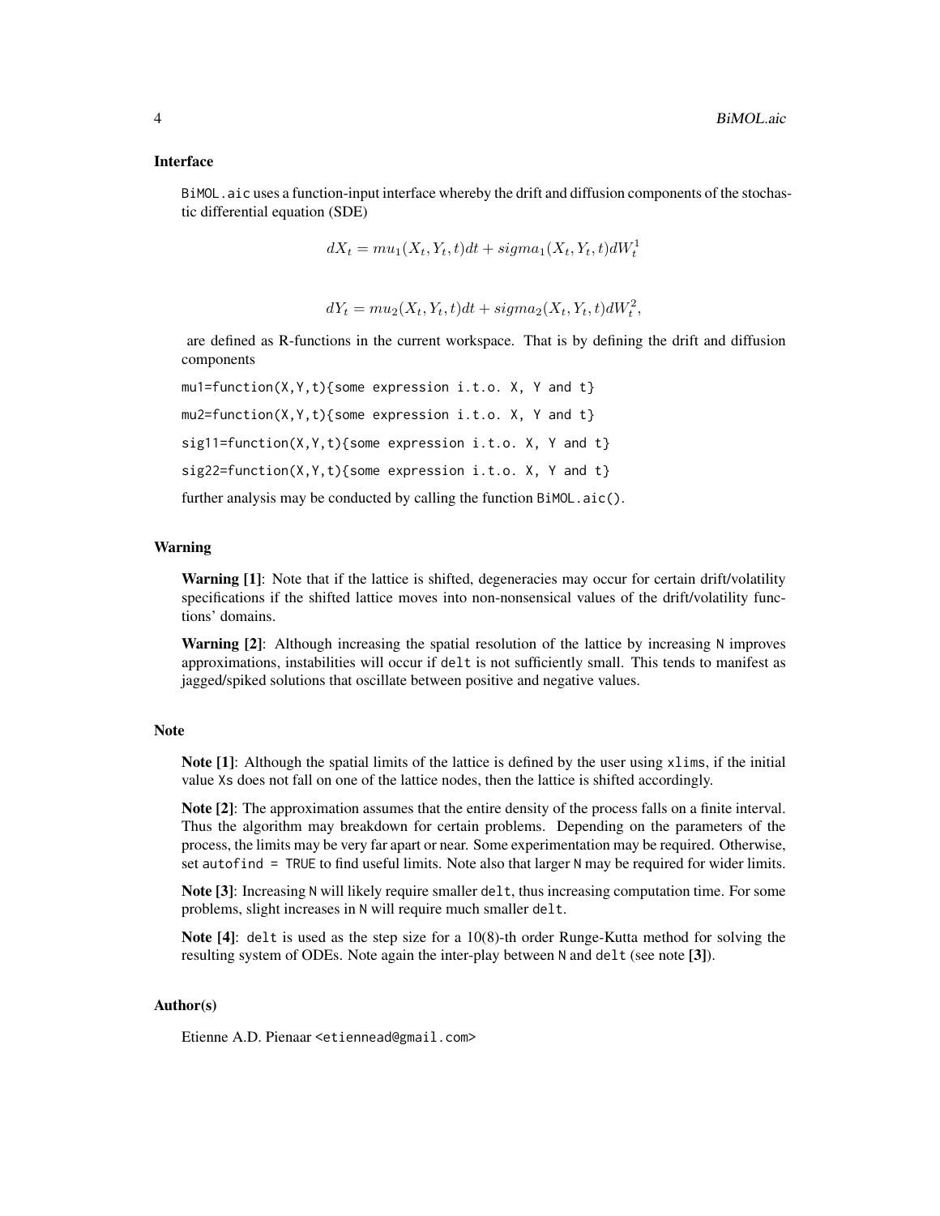### Interface

`BiMOL.aic` uses a function-input interface whereby the drift and diffusion components of the stochastic differential equation (SDE)

$$dX_t = mu_1(X_t, Y_t, t)dt + sigma_1(X_t, Y_t, t)dW_t^1$$

$$dY_t = mu_2(X_t, Y_t, t)dt + sigma_2(X_t, Y_t, t)dW_t^2,$$

are defined as R-functions in the current workspace. That is by defining the drift and diffusion components

```
mu1=function(X,Y,t){some expression i.t.o. X, Y and t}
mu2=function(X,Y,t){some expression i.t.o. X, Y and t}
sig11=function(X,Y,t){some expression i.t.o. X, Y and t}
sig22=function(X,Y,t){some expression i.t.o. X, Y and t}
```

further analysis may be conducted by calling the function `BiMOL.aic()`.

### Warning

**Warning [1]**: Note that if the lattice is shifted, degeneracies may occur for certain drift/volatility specifications if the shifted lattice moves into non-nonsensical values of the drift/volatility functions' domains.

**Warning [2]**: Although increasing the spatial resolution of the lattice by increasing `N` improves approximations, instabilities will occur if `delt` is not sufficiently small. This tends to manifest as jagged/spiked solutions that oscillate between positive and negative values.

### Note

**Note [1]**: Although the spatial limits of the lattice is defined by the user using `xlims`, if the initial value `Xs` does not fall on one of the lattice nodes, then the lattice is shifted accordingly.

**Note [2]**: The approximation assumes that the entire density of the process falls on a finite interval. Thus the algorithm may breakdown for certain problems. Depending on the parameters of the process, the limits may be very far apart or near. Some experimentation may be required. Otherwise, set `autofind = TRUE` to find useful limits. Note also that larger `N` may be required for wider limits.

**Note [3]**: Increasing `N` will likely require smaller `delt`, thus increasing computation time. For some problems, slight increases in `N` will require much smaller `delt`.

**Note [4]**: `delt` is used as the step size for a 10(8)-th order Runge-Kutta method for solving the resulting system of ODEs. Note again the inter-play between `N` and `delt` (see note **[3]**).

### Author(s)

Etienne A.D. Pienaar <etiennead@gmail.com>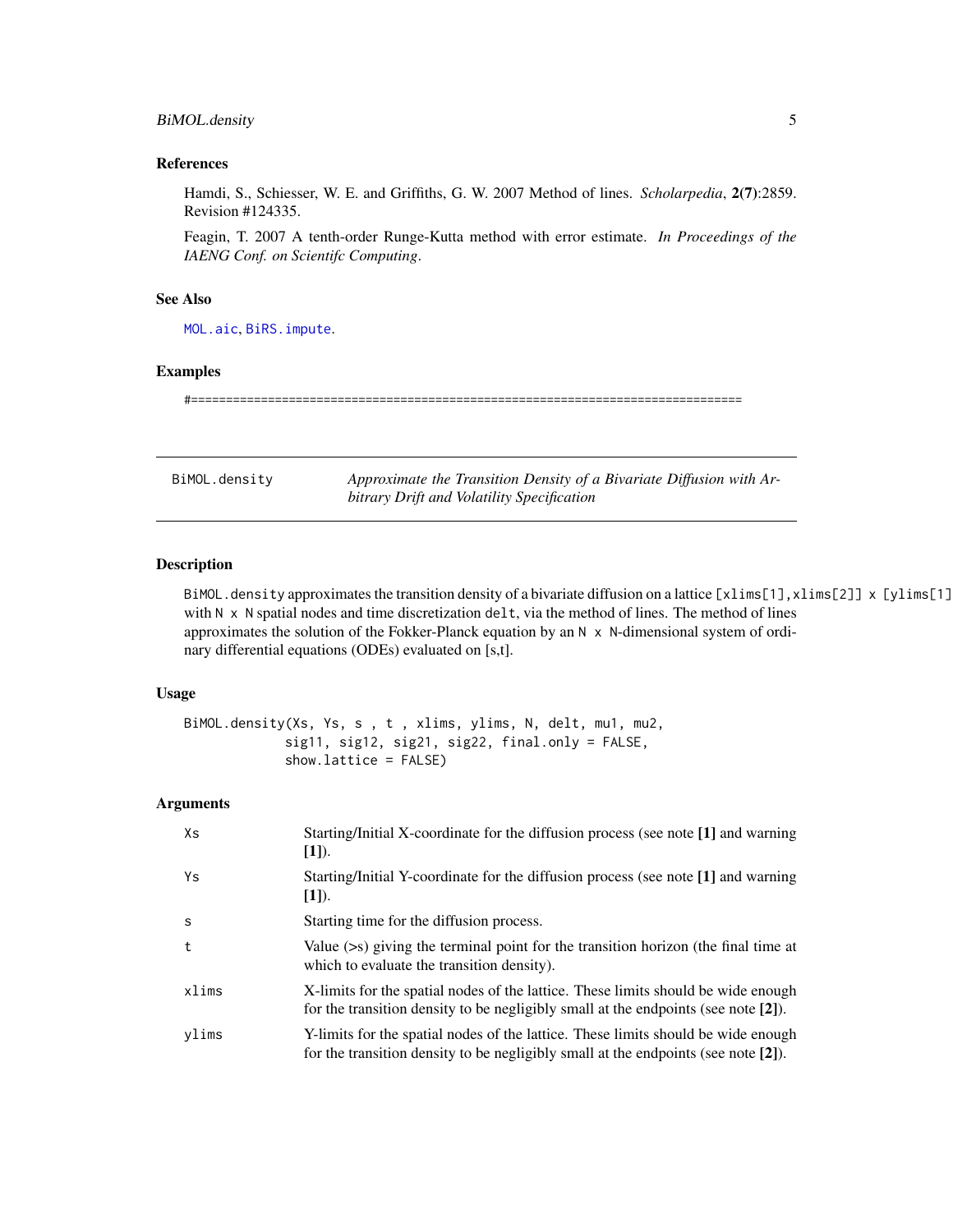### References

Hamdi, S., Schiesser, W. E. and Griffiths, G. W. 2007 Method of lines. *Scholarpedia*, **2(7)**:2859. Revision #124335.

Feagin, T. 2007 A tenth-order Runge-Kutta method with error estimate. *In Proceedings of the IAENG Conf. on Scientifc Computing*.

### See Also

`MOL.aic`, `BiRS.impute`.

### Examples

```
#===============================================================================
```

---

## BiMOL.density — *Approximate the Transition Density of a Bivariate Diffusion with Arbitrary Drift and Volatility Specification*

---

### Description

`BiMOL.density` approximates the transition density of a bivariate diffusion on a lattice `[xlims[1],xlims[2]] x [ylims[1]` with `N x N` spatial nodes and time discretization `delt`, via the method of lines. The method of lines approximates the solution of the Fokker-Planck equation by an `N x N`-dimensional system of ordinary differential equations (ODEs) evaluated on [s,t].

### Usage

```
BiMOL.density(Xs, Ys, s , t , xlims, ylims, N, delt, mu1, mu2,
            sig11, sig12, sig21, sig22, final.only = FALSE,
            show.lattice = FALSE)
```

### Arguments

| | |
|---|---|
| `Xs` | Starting/Initial X-coordinate for the diffusion process (see note **[1]** and warning **[1]**). |
| `Ys` | Starting/Initial Y-coordinate for the diffusion process (see note **[1]** and warning **[1]**). |
| `s` | Starting time for the diffusion process. |
| `t` | Value (>s) giving the terminal point for the transition horizon (the final time at which to evaluate the transition density). |
| `xlims` | X-limits for the spatial nodes of the lattice. These limits should be wide enough for the transition density to be negligibly small at the endpoints (see note **[2]**). |
| `ylims` | Y-limits for the spatial nodes of the lattice. These limits should be wide enough for the transition density to be negligibly small at the endpoints (see note **[2]**). |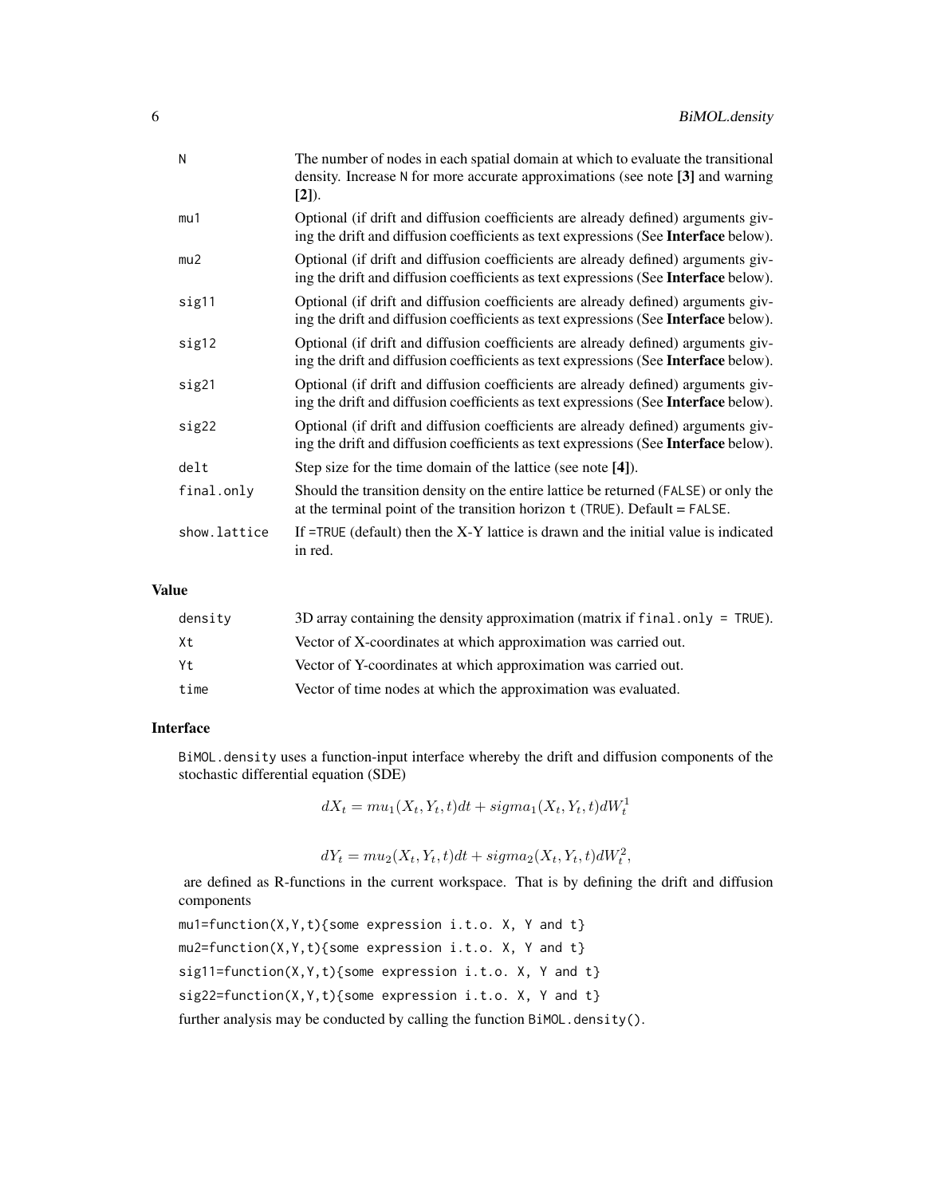| | |
|---|---|
| N | The number of nodes in each spatial domain at which to evaluate the transitional density. Increase N for more accurate approximations (see note **[3]** and warning **[2]**). |
| mu1 | Optional (if drift and diffusion coefficients are already defined) arguments giving the drift and diffusion coefficients as text expressions (See **Interface** below). |
| mu2 | Optional (if drift and diffusion coefficients are already defined) arguments giving the drift and diffusion coefficients as text expressions (See **Interface** below). |
| sig11 | Optional (if drift and diffusion coefficients are already defined) arguments giving the drift and diffusion coefficients as text expressions (See **Interface** below). |
| sig12 | Optional (if drift and diffusion coefficients are already defined) arguments giving the drift and diffusion coefficients as text expressions (See **Interface** below). |
| sig21 | Optional (if drift and diffusion coefficients are already defined) arguments giving the drift and diffusion coefficients as text expressions (See **Interface** below). |
| sig22 | Optional (if drift and diffusion coefficients are already defined) arguments giving the drift and diffusion coefficients as text expressions (See **Interface** below). |
| delt | Step size for the time domain of the lattice (see note **[4]**). |
| final.only | Should the transition density on the entire lattice be returned (FALSE) or only the at the terminal point of the transition horizon t (TRUE). Default = FALSE. |
| show.lattice | If =TRUE (default) then the X-Y lattice is drawn and the initial value is indicated in red. |

## Value

| | |
|---|---|
| density | 3D array containing the density approximation (matrix if final.only = TRUE). |
| Xt | Vector of X-coordinates at which approximation was carried out. |
| Yt | Vector of Y-coordinates at which approximation was carried out. |
| time | Vector of time nodes at which the approximation was evaluated. |

## Interface

BiMOL.density uses a function-input interface whereby the drift and diffusion components of the stochastic differential equation (SDE)

$$dX_t = mu_1(X_t, Y_t, t)dt + sigma_1(X_t, Y_t, t)dW_t^1$$

$$dY_t = mu_2(X_t, Y_t, t)dt + sigma_2(X_t, Y_t, t)dW_t^2,$$

are defined as R-functions in the current workspace. That is by defining the drift and diffusion components

```
mu1=function(X,Y,t){some expression i.t.o. X, Y and t}
mu2=function(X,Y,t){some expression i.t.o. X, Y and t}
sig11=function(X,Y,t){some expression i.t.o. X, Y and t}
sig22=function(X,Y,t){some expression i.t.o. X, Y and t}
```

further analysis may be conducted by calling the function BiMOL.density().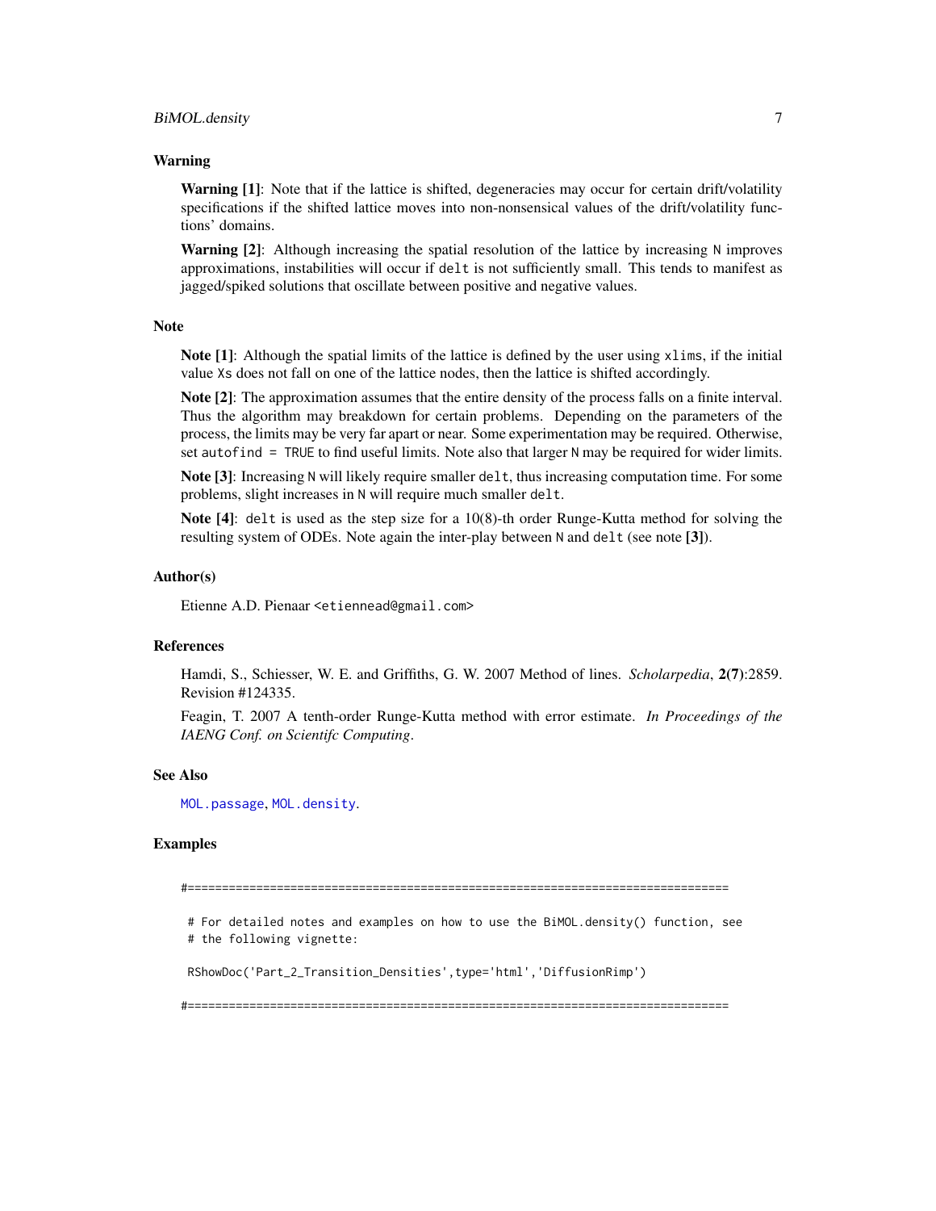### Warning

**Warning [1]**: Note that if the lattice is shifted, degeneracies may occur for certain drift/volatility specifications if the shifted lattice moves into non-nonsensical values of the drift/volatility functions' domains.

**Warning [2]**: Although increasing the spatial resolution of the lattice by increasing `N` improves approximations, instabilities will occur if `delt` is not sufficiently small. This tends to manifest as jagged/spiked solutions that oscillate between positive and negative values.

### Note

**Note [1]**: Although the spatial limits of the lattice is defined by the user using `xlims`, if the initial value `Xs` does not fall on one of the lattice nodes, then the lattice is shifted accordingly.

**Note [2]**: The approximation assumes that the entire density of the process falls on a finite interval. Thus the algorithm may breakdown for certain problems. Depending on the parameters of the process, the limits may be very far apart or near. Some experimentation may be required. Otherwise, set `autofind = TRUE` to find useful limits. Note also that larger `N` may be required for wider limits.

**Note [3]**: Increasing `N` will likely require smaller `delt`, thus increasing computation time. For some problems, slight increases in `N` will require much smaller `delt`.

**Note [4]**: `delt` is used as the step size for a 10(8)-th order Runge-Kutta method for solving the resulting system of ODEs. Note again the inter-play between `N` and `delt` (see note **[3]**).

### Author(s)

Etienne A.D. Pienaar <etiennead@gmail.com>

### References

Hamdi, S., Schiesser, W. E. and Griffiths, G. W. 2007 Method of lines. *Scholarpedia*, **2(7)**:2859. Revision #124335.

Feagin, T. 2007 A tenth-order Runge-Kutta method with error estimate. *In Proceedings of the IAENG Conf. on Scientifc Computing*.

### See Also

MOL.passage, MOL.density.

### Examples

```
#===============================================================================

 # For detailed notes and examples on how to use the BiMOL.density() function, see
 # the following vignette:

 RShowDoc('Part_2_Transition_Densities',type='html','DiffusionRimp')

#===============================================================================
```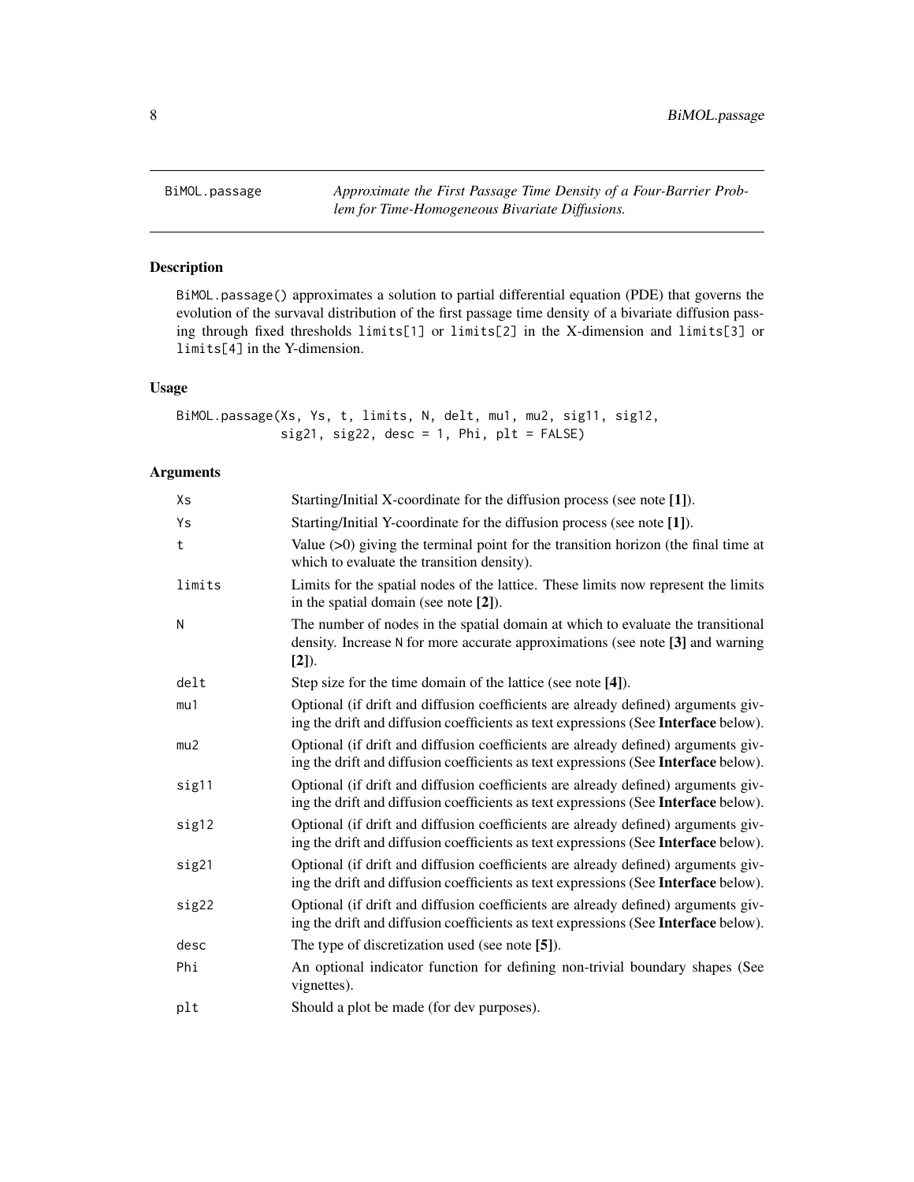BiMOL.passage — *Approximate the First Passage Time Density of a Four-Barrier Problem for Time-Homogeneous Bivariate Diffusions.*

## Description

BiMOL.passage() approximates a solution to partial differential equation (PDE) that governs the evolution of the survaval distribution of the first passage time density of a bivariate diffusion passing through fixed thresholds limits[1] or limits[2] in the X-dimension and limits[3] or limits[4] in the Y-dimension.

## Usage

```
BiMOL.passage(Xs, Ys, t, limits, N, delt, mu1, mu2, sig11, sig12,
              sig21, sig22, desc = 1, Phi, plt = FALSE)
```

## Arguments

| | |
|---|---|
| Xs | Starting/Initial X-coordinate for the diffusion process (see note **[1]**). |
| Ys | Starting/Initial Y-coordinate for the diffusion process (see note **[1]**). |
| t | Value (>0) giving the terminal point for the transition horizon (the final time at which to evaluate the transition density). |
| limits | Limits for the spatial nodes of the lattice. These limits now represent the limits in the spatial domain (see note **[2]**). |
| N | The number of nodes in the spatial domain at which to evaluate the transitional density. Increase N for more accurate approximations (see note **[3]** and warning **[2]**). |
| delt | Step size for the time domain of the lattice (see note **[4]**). |
| mu1 | Optional (if drift and diffusion coefficients are already defined) arguments giving the drift and diffusion coefficients as text expressions (See **Interface** below). |
| mu2 | Optional (if drift and diffusion coefficients are already defined) arguments giving the drift and diffusion coefficients as text expressions (See **Interface** below). |
| sig11 | Optional (if drift and diffusion coefficients are already defined) arguments giving the drift and diffusion coefficients as text expressions (See **Interface** below). |
| sig12 | Optional (if drift and diffusion coefficients are already defined) arguments giving the drift and diffusion coefficients as text expressions (See **Interface** below). |
| sig21 | Optional (if drift and diffusion coefficients are already defined) arguments giving the drift and diffusion coefficients as text expressions (See **Interface** below). |
| sig22 | Optional (if drift and diffusion coefficients are already defined) arguments giving the drift and diffusion coefficients as text expressions (See **Interface** below). |
| desc | The type of discretization used (see note **[5]**). |
| Phi | An optional indicator function for defining non-trivial boundary shapes (See vignettes). |
| plt | Should a plot be made (for dev purposes). |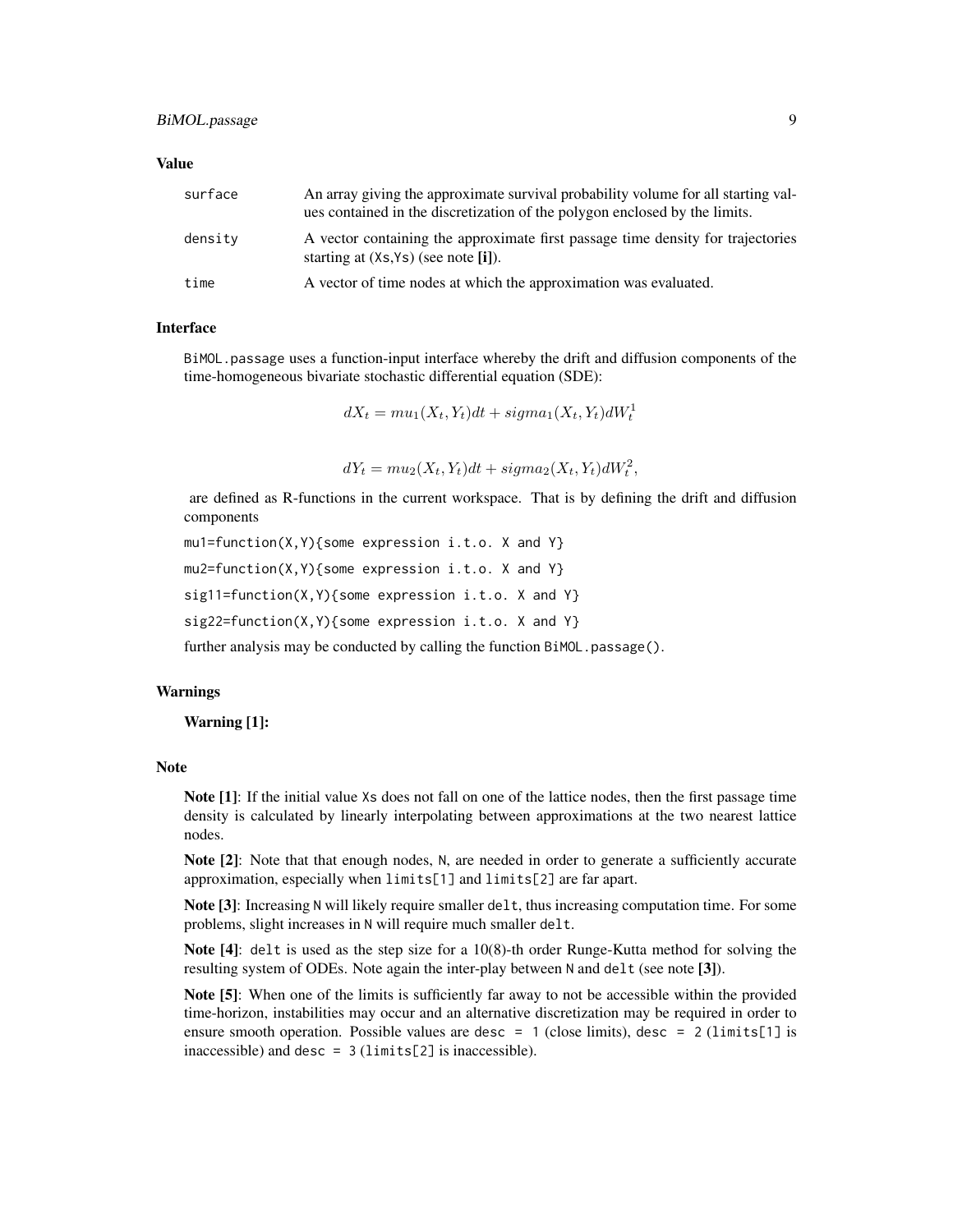### Value

- `surface` — An array giving the approximate survival probability volume for all starting values contained in the discretization of the polygon enclosed by the limits.
- `density` — A vector containing the approximate first passage time density for trajectories starting at (`Xs`,`Ys`) (see note **[i]**).
- `time` — A vector of time nodes at which the approximation was evaluated.

### Interface

`BiMOL.passage` uses a function-input interface whereby the drift and diffusion components of the time-homogeneous bivariate stochastic differential equation (SDE):

$$dX_t = mu_1(X_t, Y_t)dt + sigma_1(X_t, Y_t)dW_t^1$$

$$dY_t = mu_2(X_t, Y_t)dt + sigma_2(X_t, Y_t)dW_t^2,$$

are defined as R-functions in the current workspace. That is by defining the drift and diffusion components

```
mu1=function(X,Y){some expression i.t.o. X and Y}
mu2=function(X,Y){some expression i.t.o. X and Y}
sig11=function(X,Y){some expression i.t.o. X and Y}
sig22=function(X,Y){some expression i.t.o. X and Y}
```

further analysis may be conducted by calling the function `BiMOL.passage()`.

### Warnings

**Warning [1]:**

### Note

**Note [1]**: If the initial value `Xs` does not fall on one of the lattice nodes, then the first passage time density is calculated by linearly interpolating between approximations at the two nearest lattice nodes.

**Note [2]**: Note that that enough nodes, `N`, are needed in order to generate a sufficiently accurate approximation, especially when `limits[1]` and `limits[2]` are far apart.

**Note [3]**: Increasing `N` will likely require smaller `delt`, thus increasing computation time. For some problems, slight increases in `N` will require much smaller `delt`.

**Note [4]**: `delt` is used as the step size for a 10(8)-th order Runge-Kutta method for solving the resulting system of ODEs. Note again the inter-play between `N` and `delt` (see note **[3]**).

**Note [5]**: When one of the limits is sufficiently far away to not be accessible within the provided time-horizon, instabilities may occur and an alternative discretization may be required in order to ensure smooth operation. Possible values are `desc = 1` (close limits), `desc = 2` (`limits[1]` is inaccessible) and `desc = 3` (`limits[2]` is inaccessible).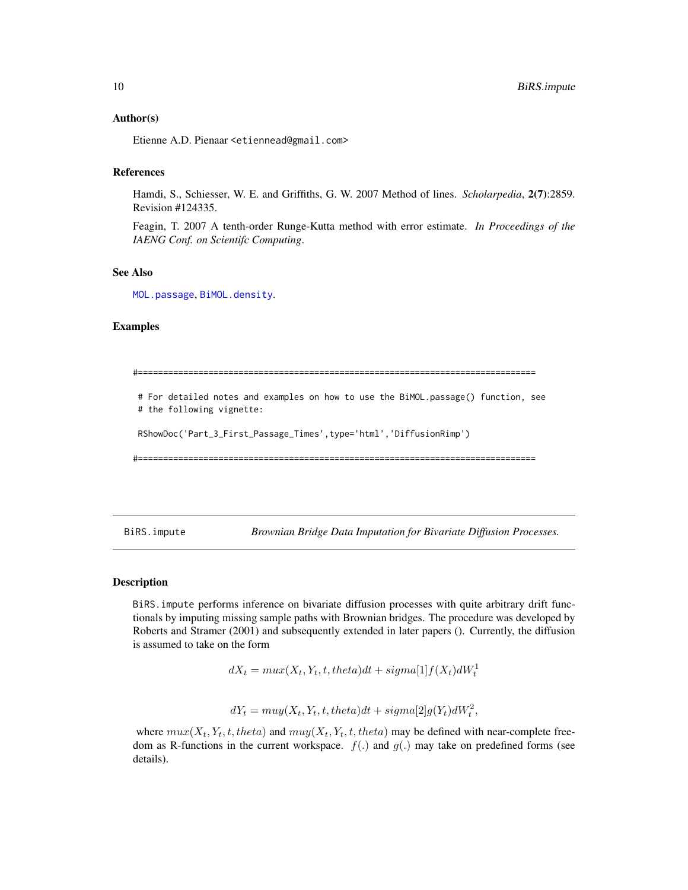## Author(s)

Etienne A.D. Pienaar <etiennead@gmail.com>

## References

Hamdi, S., Schiesser, W. E. and Griffiths, G. W. 2007 Method of lines. *Scholarpedia*, **2(7)**:2859. Revision #124335.

Feagin, T. 2007 A tenth-order Runge-Kutta method with error estimate. *In Proceedings of the IAENG Conf. on Scientifc Computing*.

## See Also

MOL.passage, BiMOL.density.

## Examples

```
#===============================================================================

 # For detailed notes and examples on how to use the BiMOL.passage() function, see
 # the following vignette:

 RShowDoc('Part_3_First_Passage_Times',type='html','DiffusionRimp')

#===============================================================================
```

---

# BiRS.impute — *Brownian Bridge Data Imputation for Bivariate Diffusion Processes.*

## Description

BiRS.impute performs inference on bivariate diffusion processes with quite arbitrary drift functionals by imputing missing sample paths with Brownian bridges. The procedure was developed by Roberts and Stramer (2001) and subsequently extended in later papers (). Currently, the diffusion is assumed to take on the form

$$dX_t = mux(X_t, Y_t, t, theta)dt + sigma[1]f(X_t)dW_t^1$$

$$dY_t = muy(X_t, Y_t, t, theta)dt + sigma[2]g(Y_t)dW_t^2,$$

where $mux(X_t, Y_t, t, theta)$ and $muy(X_t, Y_t, t, theta)$ may be defined with near-complete freedom as R-functions in the current workspace. $f(.)$ and $g(.)$ may take on predefined forms (see details).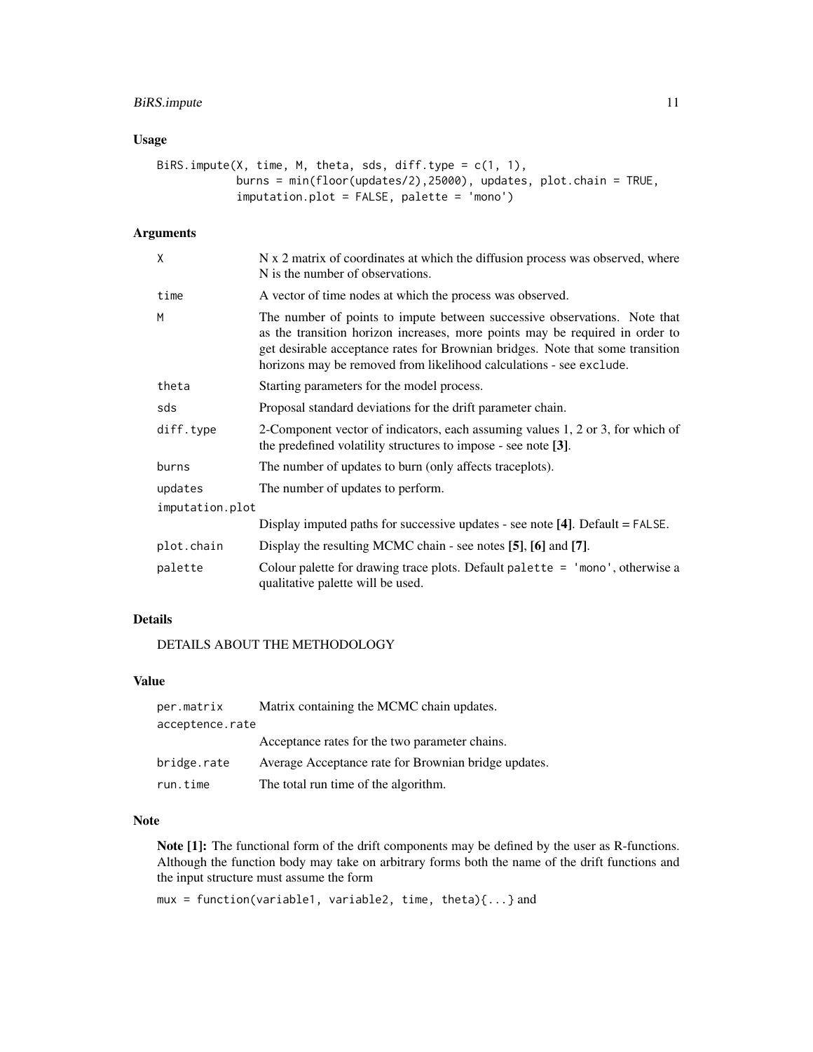### Usage

```
BiRS.impute(X, time, M, theta, sds, diff.type = c(1, 1),
            burns = min(floor(updates/2),25000), updates, plot.chain = TRUE,
            imputation.plot = FALSE, palette = 'mono')
```

### Arguments

| | |
|---|---|
| `X` | N x 2 matrix of coordinates at which the diffusion process was observed, where N is the number of observations. |
| `time` | A vector of time nodes at which the process was observed. |
| `M` | The number of points to impute between successive observations. Note that as the transition horizon increases, more points may be required in order to get desirable acceptance rates for Brownian bridges. Note that some transition horizons may be removed from likelihood calculations - see `exclude`. |
| `theta` | Starting parameters for the model process. |
| `sds` | Proposal standard deviations for the drift parameter chain. |
| `diff.type` | 2-Component vector of indicators, each assuming values 1, 2 or 3, for which of the predefined volatility structures to impose - see note **[3]**. |
| `burns` | The number of updates to burn (only affects traceplots). |
| `updates` | The number of updates to perform. |
| `imputation.plot` | Display imputed paths for successive updates - see note **[4]**. Default = `FALSE`. |
| `plot.chain` | Display the resulting MCMC chain - see notes **[5]**, **[6]** and **[7]**. |
| `palette` | Colour palette for drawing trace plots. Default `palette = 'mono'`, otherwise a qualitative palette will be used. |

### Details

DETAILS ABOUT THE METHODOLOGY

### Value

| | |
|---|---|
| `per.matrix` | Matrix containing the MCMC chain updates. |
| `acceptence.rate` | Acceptance rates for the two parameter chains. |
| `bridge.rate` | Average Acceptance rate for Brownian bridge updates. |
| `run.time` | The total run time of the algorithm. |

### Note

**Note [1]:** The functional form of the drift components may be defined by the user as R-functions. Although the function body may take on arbitrary forms both the name of the drift functions and the input structure must assume the form

`mux = function(variable1, variable2, time, theta){...}` and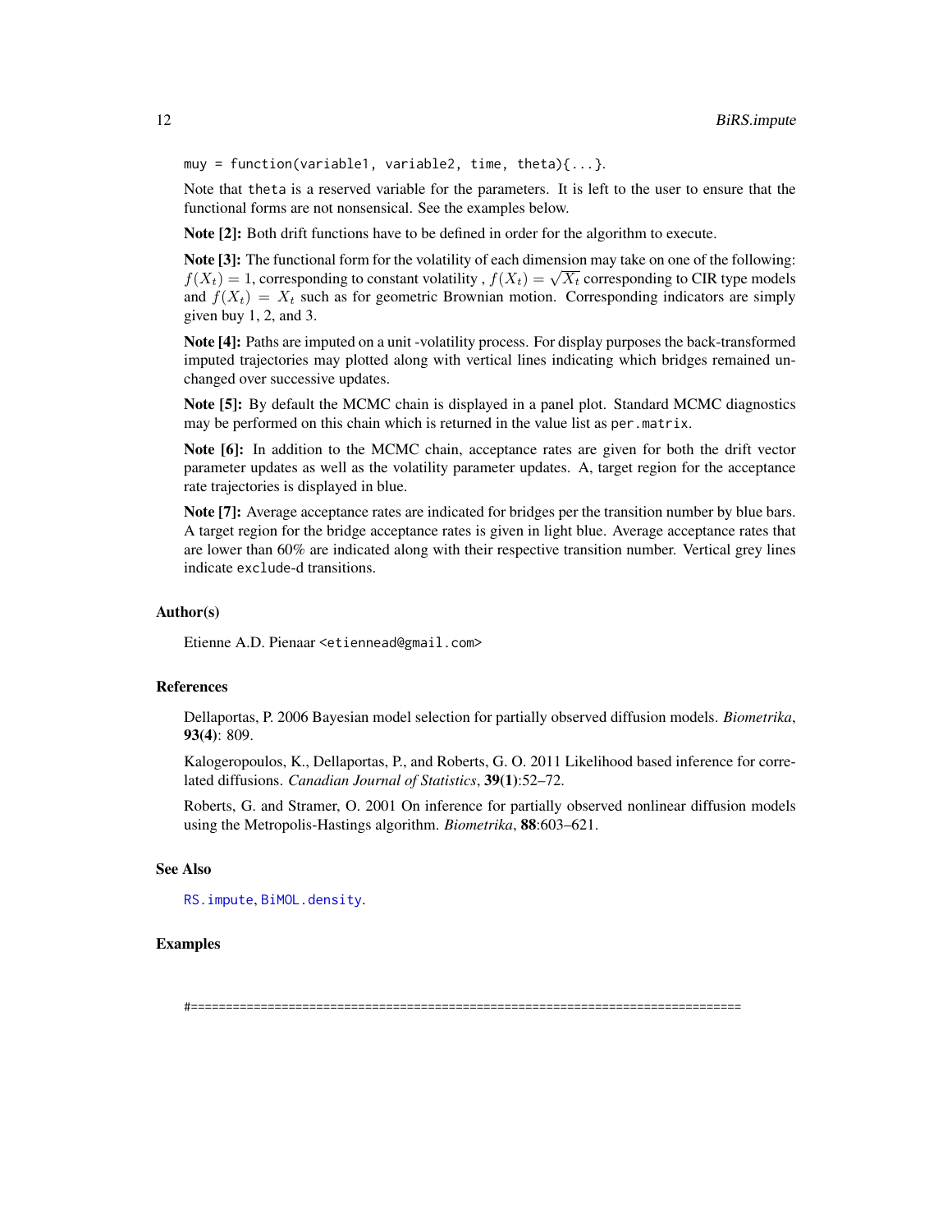muy = function(variable1, variable2, time, theta){...}.

Note that theta is a reserved variable for the parameters. It is left to the user to ensure that the functional forms are not nonsensical. See the examples below.

**Note [2]:** Both drift functions have to be defined in order for the algorithm to execute.

**Note [3]:** The functional form for the volatility of each dimension may take on one of the following: $f(X_t) = 1$, corresponding to constant volatility , $f(X_t) = \sqrt{X_t}$ corresponding to CIR type models and $f(X_t) = X_t$ such as for geometric Brownian motion. Corresponding indicators are simply given buy 1, 2, and 3.

**Note [4]:** Paths are imputed on a unit -volatility process. For display purposes the back-transformed imputed trajectories may plotted along with vertical lines indicating which bridges remained unchanged over successive updates.

**Note [5]:** By default the MCMC chain is displayed in a panel plot. Standard MCMC diagnostics may be performed on this chain which is returned in the value list as per.matrix.

**Note [6]:** In addition to the MCMC chain, acceptance rates are given for both the drift vector parameter updates as well as the volatility parameter updates. A, target region for the acceptance rate trajectories is displayed in blue.

**Note [7]:** Average acceptance rates are indicated for bridges per the transition number by blue bars. A target region for the bridge acceptance rates is given in light blue. Average acceptance rates that are lower than 60% are indicated along with their respective transition number. Vertical grey lines indicate exclude-d transitions.

### Author(s)

Etienne A.D. Pienaar <etiennead@gmail.com>

### References

Dellaportas, P. 2006 Bayesian model selection for partially observed diffusion models. *Biometrika*, **93(4)**: 809.

Kalogeropoulos, K., Dellaportas, P., and Roberts, G. O. 2011 Likelihood based inference for correlated diffusions. *Canadian Journal of Statistics*, **39(1)**:52–72.

Roberts, G. and Stramer, O. 2001 On inference for partially observed nonlinear diffusion models using the Metropolis-Hastings algorithm. *Biometrika*, **88**:603–621.

### See Also

RS.impute, BiMOL.density.

### Examples

```
#===============================================================================
```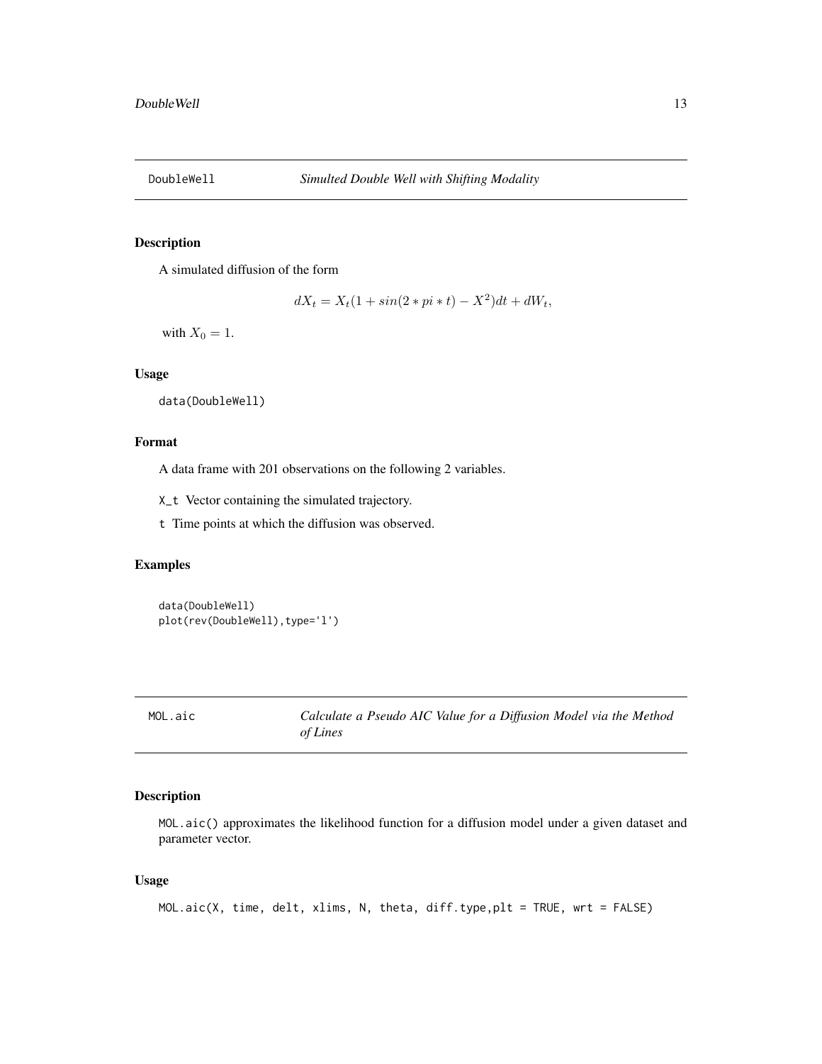## DoubleWell — *Simulted Double Well with Shifting Modality*

### Description

A simulated diffusion of the form

$$dX_t = X_t(1 + sin(2 * pi * t) - X^2)dt + dW_t,$$

with $X_0 = 1$.

### Usage

```
data(DoubleWell)
```

### Format

A data frame with 201 observations on the following 2 variables.

`X_t` Vector containing the simulated trajectory.

`t` Time points at which the diffusion was observed.

### Examples

```
data(DoubleWell)
plot(rev(DoubleWell),type='l')
```

## MOL.aic — *Calculate a Pseudo AIC Value for a Diffusion Model via the Method of Lines*

### Description

`MOL.aic()` approximates the likelihood function for a diffusion model under a given dataset and parameter vector.

### Usage

```
MOL.aic(X, time, delt, xlims, N, theta, diff.type,plt = TRUE, wrt = FALSE)
```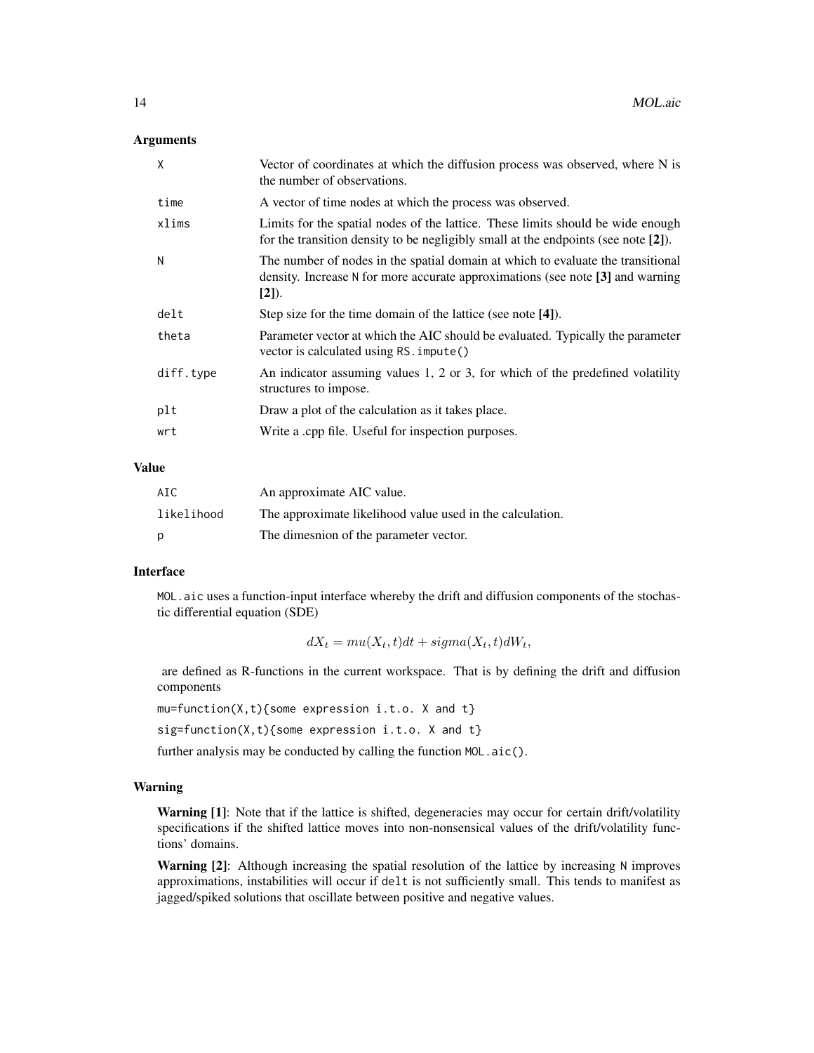### Arguments

| | |
|---|---|
| `X` | Vector of coordinates at which the diffusion process was observed, where N is the number of observations. |
| `time` | A vector of time nodes at which the process was observed. |
| `xlims` | Limits for the spatial nodes of the lattice. These limits should be wide enough for the transition density to be negligibly small at the endpoints (see note **[2]**). |
| `N` | The number of nodes in the spatial domain at which to evaluate the transitional density. Increase `N` for more accurate approximations (see note **[3]** and warning **[2]**). |
| `delt` | Step size for the time domain of the lattice (see note **[4]**). |
| `theta` | Parameter vector at which the AIC should be evaluated. Typically the parameter vector is calculated using `RS.impute()` |
| `diff.type` | An indicator assuming values 1, 2 or 3, for which of the predefined volatility structures to impose. |
| `plt` | Draw a plot of the calculation as it takes place. |
| `wrt` | Write a .cpp file. Useful for inspection purposes. |

### Value

| | |
|---|---|
| `AIC` | An approximate AIC value. |
| `likelihood` | The approximate likelihood value used in the calculation. |
| `p` | The dimesnion of the parameter vector. |

### Interface

`MOL.aic` uses a function-input interface whereby the drift and diffusion components of the stochastic differential equation (SDE)

$$dX_t = mu(X_t, t)dt + sigma(X_t, t)dW_t,$$

are defined as R-functions in the current workspace. That is by defining the drift and diffusion components

```
mu=function(X,t){some expression i.t.o. X and t}
sig=function(X,t){some expression i.t.o. X and t}
```

further analysis may be conducted by calling the function `MOL.aic()`.

### Warning

**Warning [1]**: Note that if the lattice is shifted, degeneracies may occur for certain drift/volatility specifications if the shifted lattice moves into non-nonsensical values of the drift/volatility functions' domains.

**Warning [2]**: Although increasing the spatial resolution of the lattice by increasing `N` improves approximations, instabilities will occur if `delt` is not sufficiently small. This tends to manifest as jagged/spiked solutions that oscillate between positive and negative values.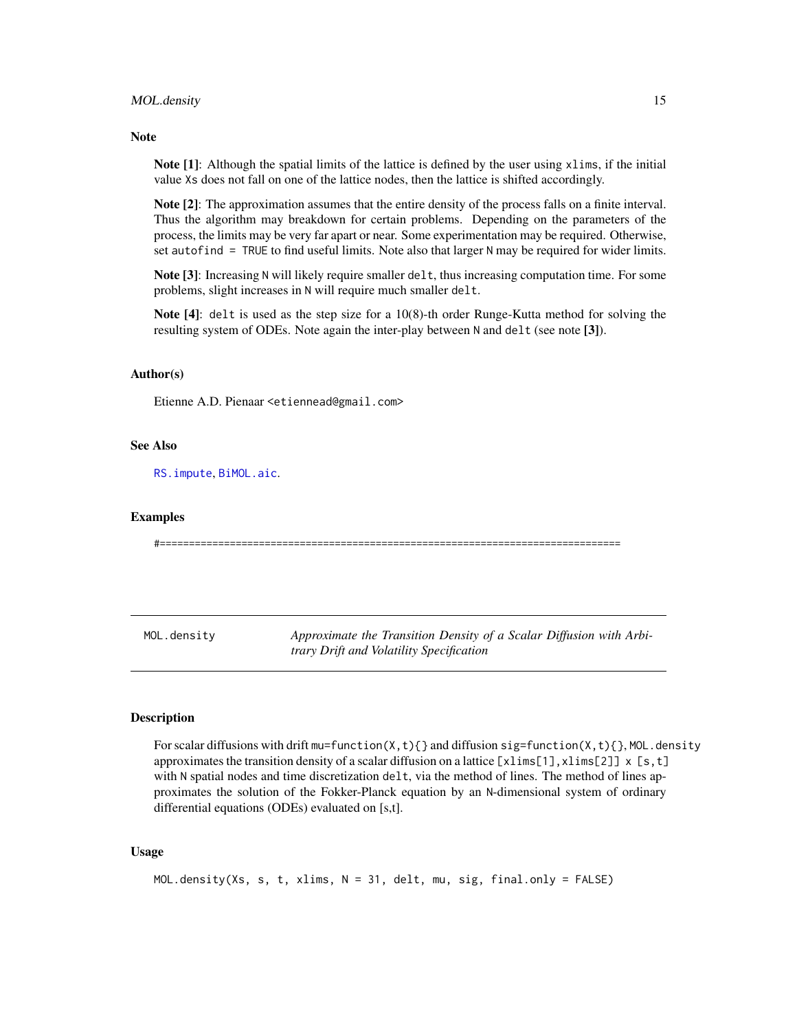### Note

**Note [1]**: Although the spatial limits of the lattice is defined by the user using `xlims`, if the initial value `Xs` does not fall on one of the lattice nodes, then the lattice is shifted accordingly.

**Note [2]**: The approximation assumes that the entire density of the process falls on a finite interval. Thus the algorithm may breakdown for certain problems. Depending on the parameters of the process, the limits may be very far apart or near. Some experimentation may be required. Otherwise, set `autofind = TRUE` to find useful limits. Note also that larger `N` may be required for wider limits.

**Note [3]**: Increasing `N` will likely require smaller `delt`, thus increasing computation time. For some problems, slight increases in `N` will require much smaller `delt`.

**Note [4]**: `delt` is used as the step size for a 10(8)-th order Runge-Kutta method for solving the resulting system of ODEs. Note again the inter-play between `N` and `delt` (see note **[3]**).

### Author(s)

Etienne A.D. Pienaar <etiennead@gmail.com>

### See Also

RS.impute, BiMOL.aic.

### Examples

```
#===============================================================================
```

---

## MOL.density — *Approximate the Transition Density of a Scalar Diffusion with Arbitrary Drift and Volatility Specification*

### Description

For scalar diffusions with drift `mu=function(X,t){}` and diffusion `sig=function(X,t){}`, `MOL.density` approximates the transition density of a scalar diffusion on a lattice `[xlims[1],xlims[2]] x [s,t]` with `N` spatial nodes and time discretization `delt`, via the method of lines. The method of lines approximates the solution of the Fokker-Planck equation by an `N`-dimensional system of ordinary differential equations (ODEs) evaluated on [s,t].

### Usage

```
MOL.density(Xs, s, t, xlims, N = 31, delt, mu, sig, final.only = FALSE)
```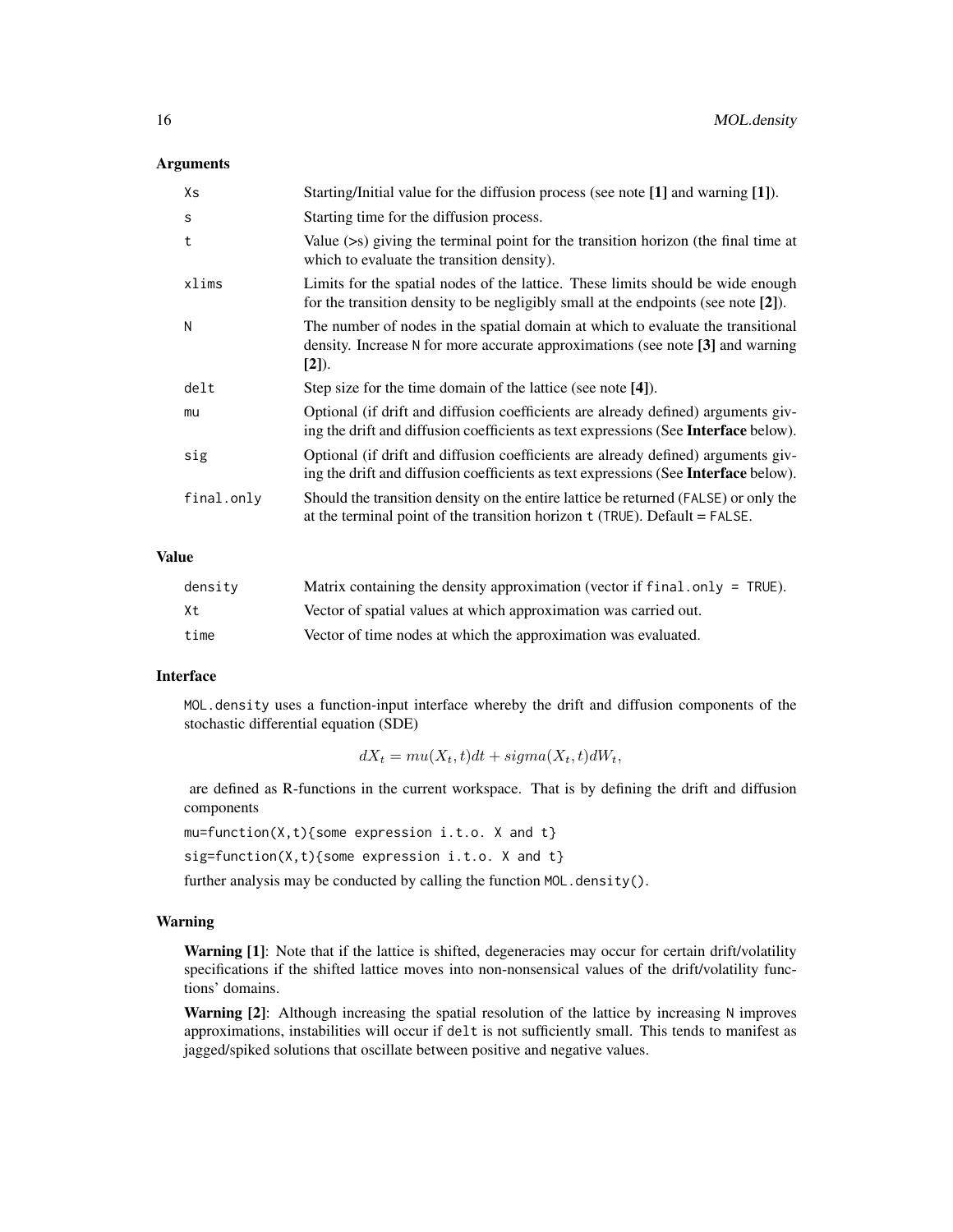## Arguments

| | |
|---|---|
| `Xs` | Starting/Initial value for the diffusion process (see note **[1]** and warning **[1]**). |
| `s` | Starting time for the diffusion process. |
| `t` | Value (>s) giving the terminal point for the transition horizon (the final time at which to evaluate the transition density). |
| `xlims` | Limits for the spatial nodes of the lattice. These limits should be wide enough for the transition density to be negligibly small at the endpoints (see note **[2]**). |
| `N` | The number of nodes in the spatial domain at which to evaluate the transitional density. Increase `N` for more accurate approximations (see note **[3]** and warning **[2]**). |
| `delt` | Step size for the time domain of the lattice (see note **[4]**). |
| `mu` | Optional (if drift and diffusion coefficients are already defined) arguments giving the drift and diffusion coefficients as text expressions (See **Interface** below). |
| `sig` | Optional (if drift and diffusion coefficients are already defined) arguments giving the drift and diffusion coefficients as text expressions (See **Interface** below). |
| `final.only` | Should the transition density on the entire lattice be returned (`FALSE`) or only the at the terminal point of the transition horizon `t` (`TRUE`). Default = `FALSE`. |

## Value

| | |
|---|---|
| `density` | Matrix containing the density approximation (vector if `final.only = TRUE`). |
| `Xt` | Vector of spatial values at which approximation was carried out. |
| `time` | Vector of time nodes at which the approximation was evaluated. |

## Interface

`MOL.density` uses a function-input interface whereby the drift and diffusion components of the stochastic differential equation (SDE)

$$dX_t = mu(X_t, t)dt + sigma(X_t, t)dW_t,$$

are defined as R-functions in the current workspace. That is by defining the drift and diffusion components

```
mu=function(X,t){some expression i.t.o. X and t}
sig=function(X,t){some expression i.t.o. X and t}
```

further analysis may be conducted by calling the function `MOL.density()`.

## Warning

**Warning [1]**: Note that if the lattice is shifted, degeneracies may occur for certain drift/volatility specifications if the shifted lattice moves into non-nonsensical values of the drift/volatility functions' domains.

**Warning [2]**: Although increasing the spatial resolution of the lattice by increasing `N` improves approximations, instabilities will occur if `delt` is not sufficiently small. This tends to manifest as jagged/spiked solutions that oscillate between positive and negative values.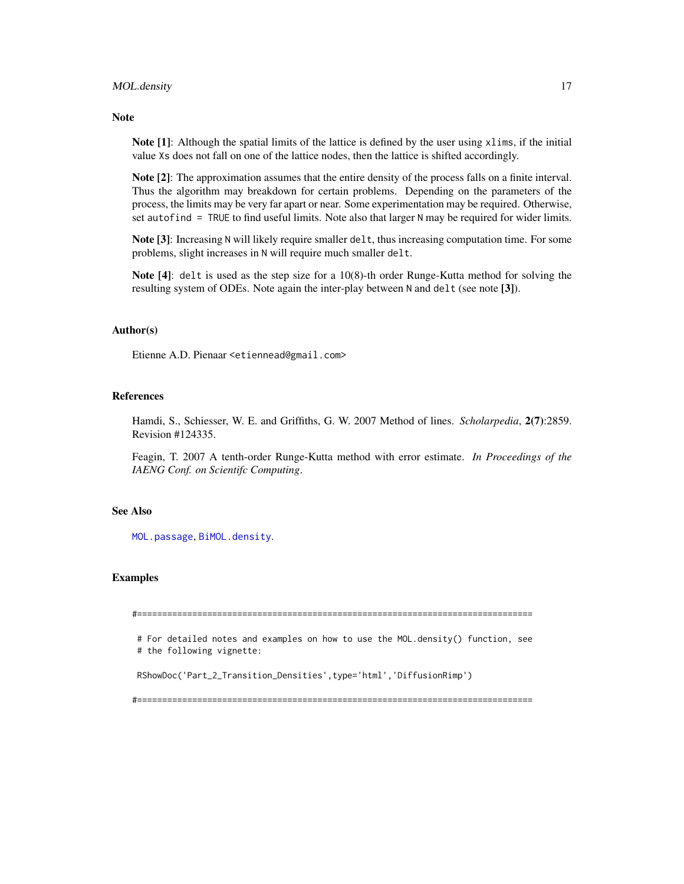## Note

**Note [1]**: Although the spatial limits of the lattice is defined by the user using `xlims`, if the initial value `Xs` does not fall on one of the lattice nodes, then the lattice is shifted accordingly.

**Note [2]**: The approximation assumes that the entire density of the process falls on a finite interval. Thus the algorithm may breakdown for certain problems. Depending on the parameters of the process, the limits may be very far apart or near. Some experimentation may be required. Otherwise, set `autofind = TRUE` to find useful limits. Note also that larger `N` may be required for wider limits.

**Note [3]**: Increasing `N` will likely require smaller `delt`, thus increasing computation time. For some problems, slight increases in `N` will require much smaller `delt`.

**Note [4]**: `delt` is used as the step size for a 10(8)-th order Runge-Kutta method for solving the resulting system of ODEs. Note again the inter-play between `N` and `delt` (see note **[3]**).

## Author(s)

Etienne A.D. Pienaar <etiennead@gmail.com>

## References

Hamdi, S., Schiesser, W. E. and Griffiths, G. W. 2007 Method of lines. *Scholarpedia*, **2(7)**:2859. Revision #124335.

Feagin, T. 2007 A tenth-order Runge-Kutta method with error estimate. *In Proceedings of the IAENG Conf. on Scientifc Computing*.

## See Also

`MOL.passage`, `BiMOL.density`.

## Examples

```
#===============================================================================

 # For detailed notes and examples on how to use the MOL.density() function, see
 # the following vignette:

 RShowDoc('Part_2_Transition_Densities',type='html','DiffusionRimp')

#===============================================================================
```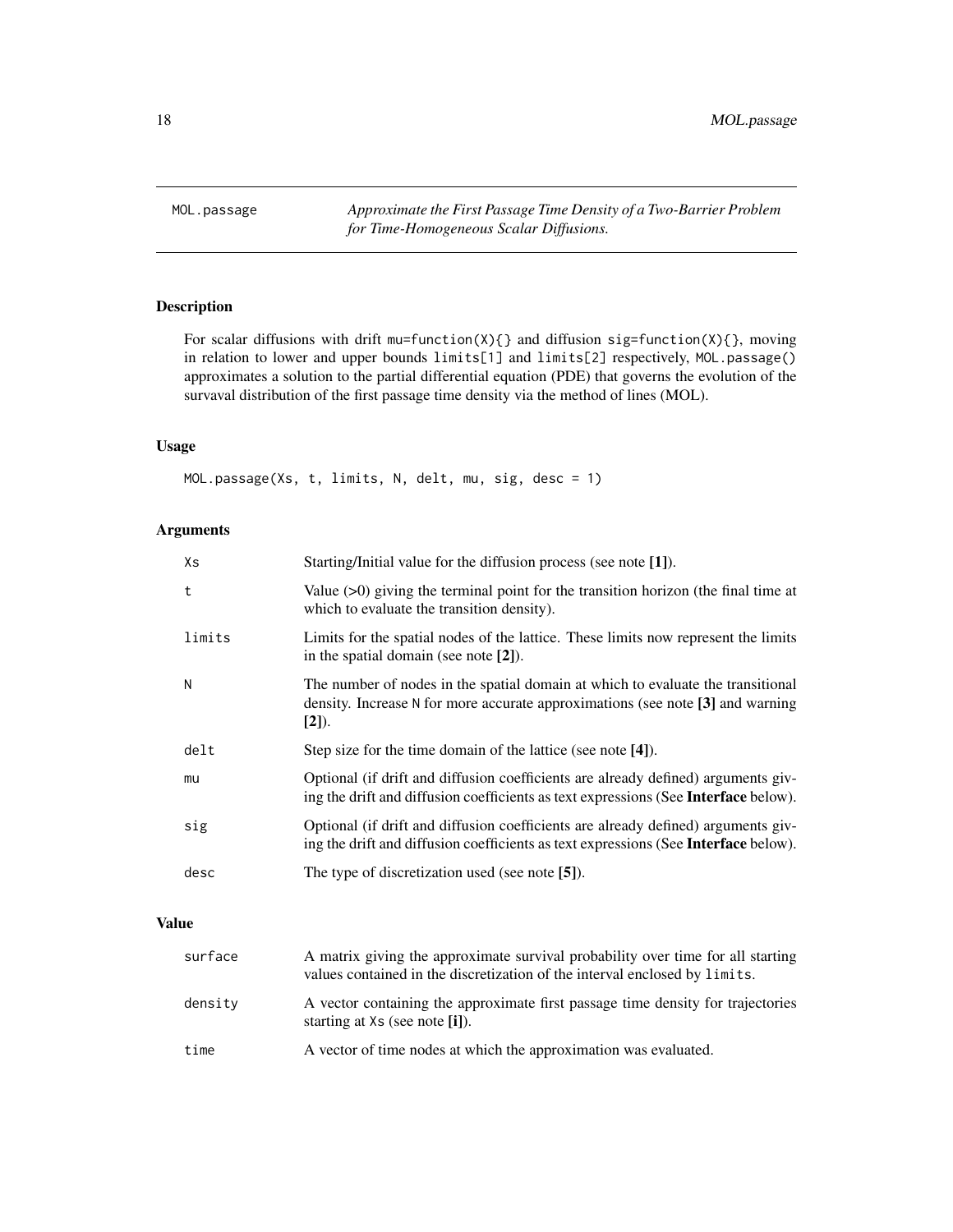MOL.passage *Approximate the First Passage Time Density of a Two-Barrier Problem for Time-Homogeneous Scalar Diffusions.*

## Description

For scalar diffusions with drift `mu=function(X){}` and diffusion `sig=function(X){}`, moving in relation to lower and upper bounds `limits[1]` and `limits[2]` respectively, `MOL.passage()` approximates a solution to the partial differential equation (PDE) that governs the evolution of the survaval distribution of the first passage time density via the method of lines (MOL).

## Usage

```
MOL.passage(Xs, t, limits, N, delt, mu, sig, desc = 1)
```

## Arguments

| | |
|---|---|
| Xs | Starting/Initial value for the diffusion process (see note **[1]**). |
| t | Value (>0) giving the terminal point for the transition horizon (the final time at which to evaluate the transition density). |
| limits | Limits for the spatial nodes of the lattice. These limits now represent the limits in the spatial domain (see note **[2]**). |
| N | The number of nodes in the spatial domain at which to evaluate the transitional density. Increase N for more accurate approximations (see note **[3]** and warning **[2]**). |
| delt | Step size for the time domain of the lattice (see note **[4]**). |
| mu | Optional (if drift and diffusion coefficients are already defined) arguments giving the drift and diffusion coefficients as text expressions (See **Interface** below). |
| sig | Optional (if drift and diffusion coefficients are already defined) arguments giving the drift and diffusion coefficients as text expressions (See **Interface** below). |
| desc | The type of discretization used (see note **[5]**). |

## Value

| | |
|---|---|
| surface | A matrix giving the approximate survival probability over time for all starting values contained in the discretization of the interval enclosed by `limits`. |
| density | A vector containing the approximate first passage time density for trajectories starting at Xs (see note **[i]**). |
| time | A vector of time nodes at which the approximation was evaluated. |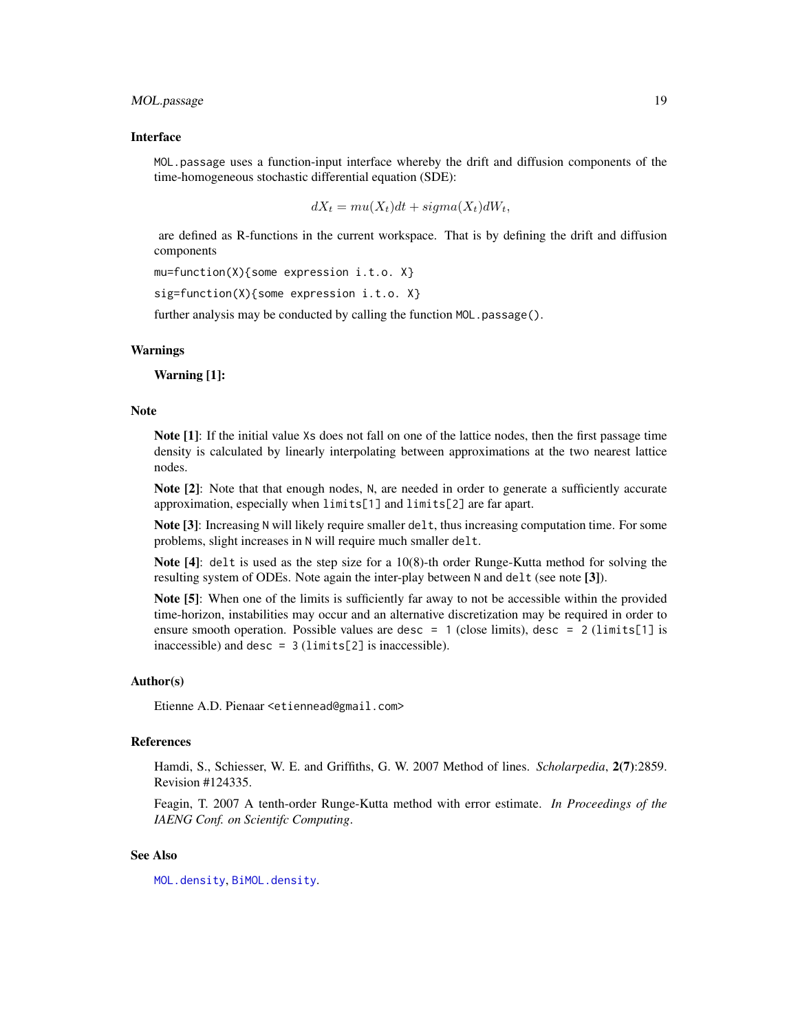## Interface

`MOL.passage` uses a function-input interface whereby the drift and diffusion components of the time-homogeneous stochastic differential equation (SDE):

$$dX_t = mu(X_t)dt + sigma(X_t)dW_t,$$

are defined as R-functions in the current workspace. That is by defining the drift and diffusion components

```
mu=function(X){some expression i.t.o. X}
sig=function(X){some expression i.t.o. X}
```

further analysis may be conducted by calling the function `MOL.passage()`.

## Warnings

**Warning [1]:**

## Note

**Note [1]**: If the initial value `Xs` does not fall on one of the lattice nodes, then the first passage time density is calculated by linearly interpolating between approximations at the two nearest lattice nodes.

**Note [2]**: Note that that enough nodes, `N`, are needed in order to generate a sufficiently accurate approximation, especially when `limits[1]` and `limits[2]` are far apart.

**Note [3]**: Increasing `N` will likely require smaller `delt`, thus increasing computation time. For some problems, slight increases in `N` will require much smaller `delt`.

**Note [4]**: `delt` is used as the step size for a 10(8)-th order Runge-Kutta method for solving the resulting system of ODEs. Note again the inter-play between `N` and `delt` (see note **[3]**).

**Note [5]**: When one of the limits is sufficiently far away to not be accessible within the provided time-horizon, instabilities may occur and an alternative discretization may be required in order to ensure smooth operation. Possible values are `desc = 1` (close limits), `desc = 2` (`limits[1]` is inaccessible) and `desc = 3` (`limits[2]` is inaccessible).

## Author(s)

Etienne A.D. Pienaar <etiennead@gmail.com>

## References

Hamdi, S., Schiesser, W. E. and Griffiths, G. W. 2007 Method of lines. *Scholarpedia*, **2(7)**:2859. Revision #124335.

Feagin, T. 2007 A tenth-order Runge-Kutta method with error estimate. *In Proceedings of the IAENG Conf. on Scientifc Computing*.

## See Also

`MOL.density`, `BiMOL.density`.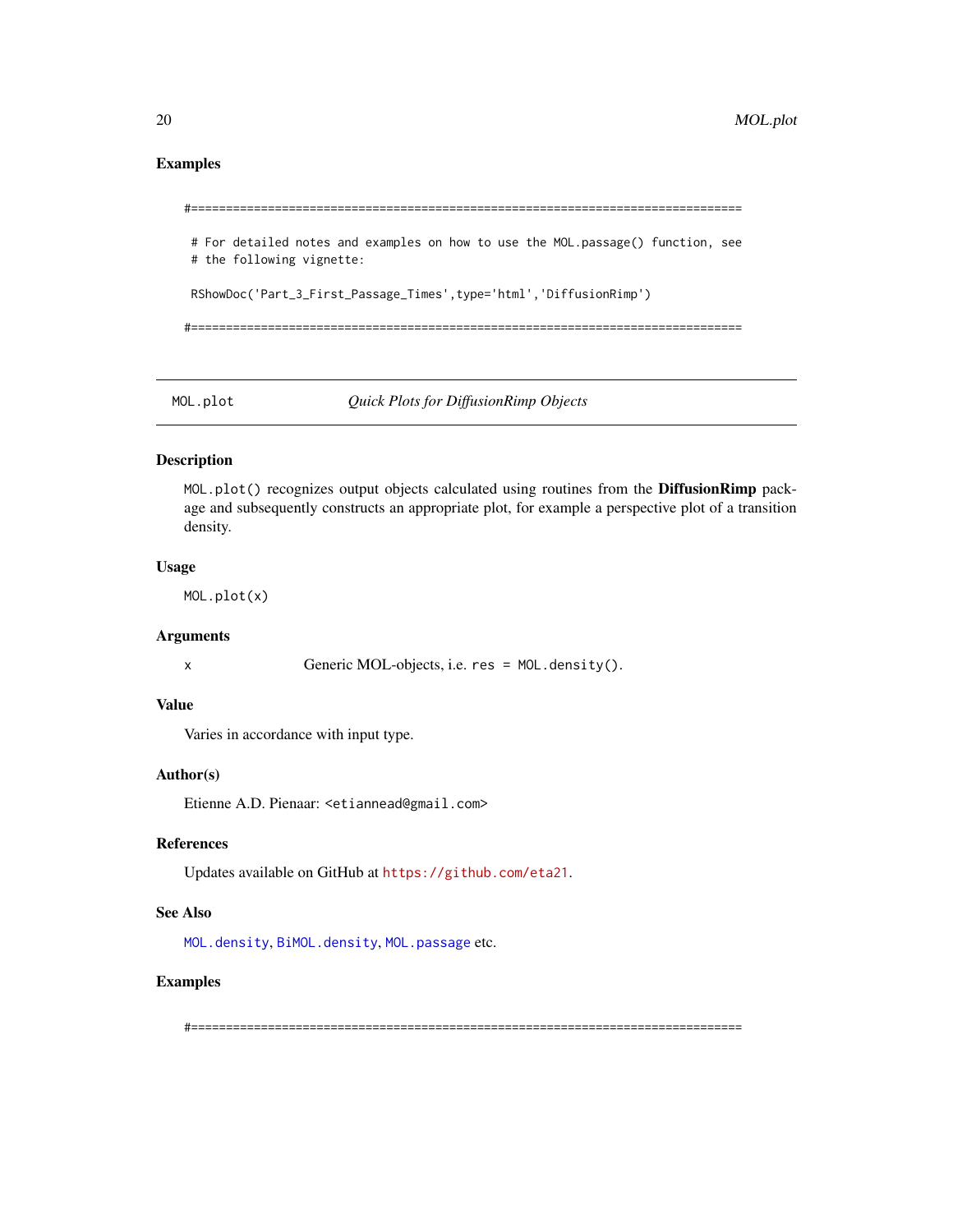## Examples

```
#===============================================================================

 # For detailed notes and examples on how to use the MOL.passage() function, see
 # the following vignette:

 RShowDoc('Part_3_First_Passage_Times',type='html','DiffusionRimp')

#===============================================================================
```

---

# MOL.plot — *Quick Plots for DiffusionRimp Objects*

## Description

`MOL.plot()` recognizes output objects calculated using routines from the **DiffusionRimp** package and subsequently constructs an appropriate plot, for example a perspective plot of a transition density.

## Usage

```
MOL.plot(x)
```

## Arguments

| | |
|---|---|
| x | Generic MOL-objects, i.e. `res = MOL.density()`. |

## Value

Varies in accordance with input type.

## Author(s)

Etienne A.D. Pienaar: <etiannead@gmail.com>

## References

Updates available on GitHub at https://github.com/eta21.

## See Also

`MOL.density`, `BiMOL.density`, `MOL.passage` etc.

## Examples

```
#===============================================================================
```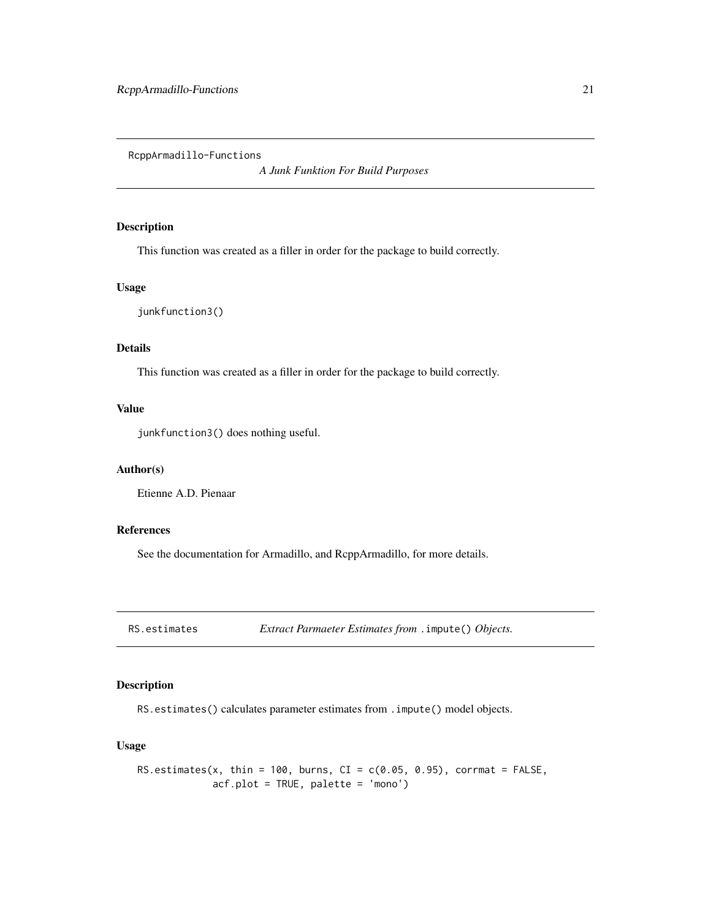## RcppArmadillo-Functions *A Junk Funktion For Build Purposes*

### Description

This function was created as a filler in order for the package to build correctly.

### Usage

```
junkfunction3()
```

### Details

This function was created as a filler in order for the package to build correctly.

### Value

`junkfunction3()` does nothing useful.

### Author(s)

Etienne A.D. Pienaar

### References

See the documentation for Armadillo, and RcppArmadillo, for more details.

## RS.estimates *Extract Parmaeter Estimates from `.impute()` Objects.*

### Description

`RS.estimates()` calculates parameter estimates from `.impute()` model objects.

### Usage

```
RS.estimates(x, thin = 100, burns, CI = c(0.05, 0.95), corrmat = FALSE,
             acf.plot = TRUE, palette = 'mono')
```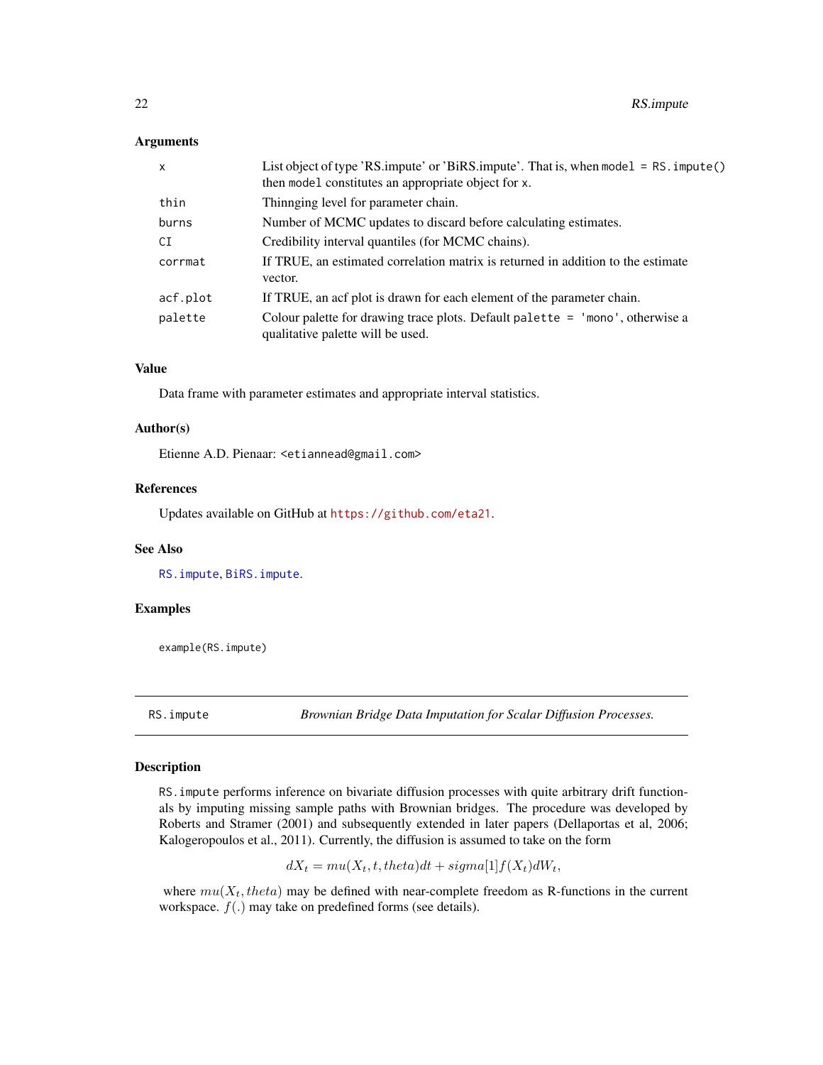### Arguments

| | |
|---|---|
| x | List object of type 'RS.impute' or 'BiRS.impute'. That is, when `model = RS.impute()` then `model` constitutes an appropriate object for `x`. |
| thin | Thinnging level for parameter chain. |
| burns | Number of MCMC updates to discard before calculating estimates. |
| CI | Credibility interval quantiles (for MCMC chains). |
| corrmat | If TRUE, an estimated correlation matrix is returned in addition to the estimate vector. |
| acf.plot | If TRUE, an acf plot is drawn for each element of the parameter chain. |
| palette | Colour palette for drawing trace plots. Default `palette = 'mono'`, otherwise a qualitative palette will be used. |

### Value

Data frame with parameter estimates and appropriate interval statistics.

### Author(s)

Etienne A.D. Pienaar: <etiannead@gmail.com>

### References

Updates available on GitHub at https://github.com/eta21.

### See Also

`RS.impute`, `BiRS.impute`.

### Examples

```
example(RS.impute)
```

---

## RS.impute — *Brownian Bridge Data Imputation for Scalar Diffusion Processes.*

---

### Description

`RS.impute` performs inference on bivariate diffusion processes with quite arbitrary drift functionals by imputing missing sample paths with Brownian bridges. The procedure was developed by Roberts and Stramer (2001) and subsequently extended in later papers (Dellaportas et al, 2006; Kalogeropoulos et al., 2011). Currently, the diffusion is assumed to take on the form

$$dX_t = mu(X_t, t, theta)dt + sigma[1]f(X_t)dW_t,$$

where $mu(X_t, theta)$ may be defined with near-complete freedom as R-functions in the current workspace. $f(.)$ may take on predefined forms (see details).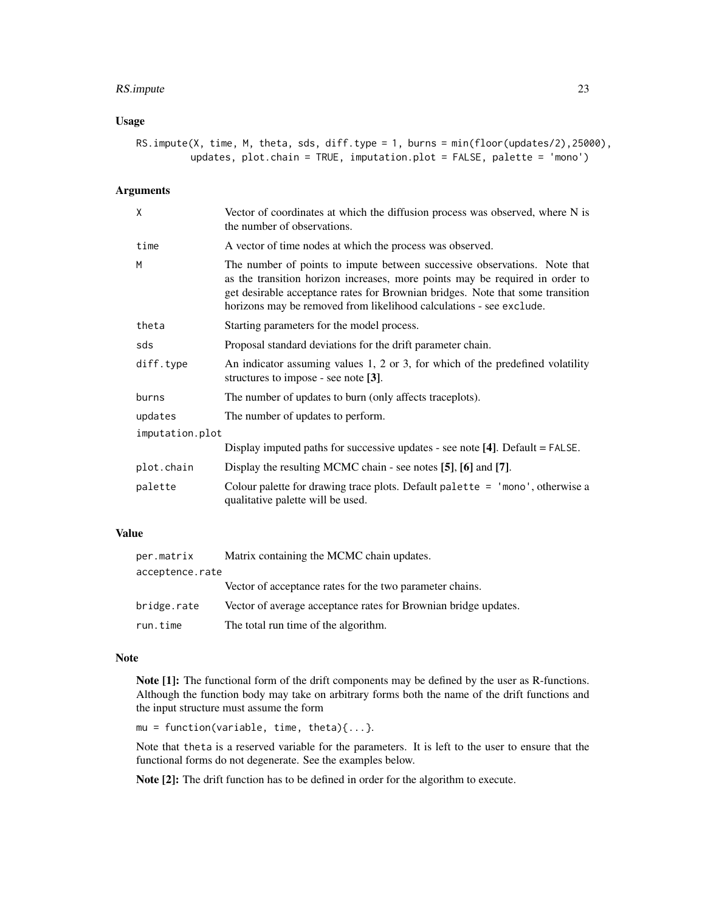## Usage

```
RS.impute(X, time, M, theta, sds, diff.type = 1, burns = min(floor(updates/2),25000),
         updates, plot.chain = TRUE, imputation.plot = FALSE, palette = 'mono')
```

## Arguments

| | |
|---|---|
| X | Vector of coordinates at which the diffusion process was observed, where N is the number of observations. |
| time | A vector of time nodes at which the process was observed. |
| M | The number of points to impute between successive observations. Note that as the transition horizon increases, more points may be required in order to get desirable acceptance rates for Brownian bridges. Note that some transition horizons may be removed from likelihood calculations - see `exclude`. |
| theta | Starting parameters for the model process. |
| sds | Proposal standard deviations for the drift parameter chain. |
| diff.type | An indicator assuming values 1, 2 or 3, for which of the predefined volatility structures to impose - see note **[3]**. |
| burns | The number of updates to burn (only affects traceplots). |
| updates | The number of updates to perform. |
| imputation.plot | Display imputed paths for successive updates - see note **[4]**. Default = `FALSE`. |
| plot.chain | Display the resulting MCMC chain - see notes **[5]**, **[6]** and **[7]**. |
| palette | Colour palette for drawing trace plots. Default `palette = 'mono'`, otherwise a qualitative palette will be used. |

## Value

| | |
|---|---|
| per.matrix | Matrix containing the MCMC chain updates. |
| acceptence.rate | Vector of acceptance rates for the two parameter chains. |
| bridge.rate | Vector of average acceptance rates for Brownian bridge updates. |
| run.time | The total run time of the algorithm. |

## Note

**Note [1]:** The functional form of the drift components may be defined by the user as R-functions. Although the function body may take on arbitrary forms both the name of the drift functions and the input structure must assume the form

`mu = function(variable, time, theta){...}`.

Note that `theta` is a reserved variable for the parameters. It is left to the user to ensure that the functional forms do not degenerate. See the examples below.

**Note [2]:** The drift function has to be defined in order for the algorithm to execute.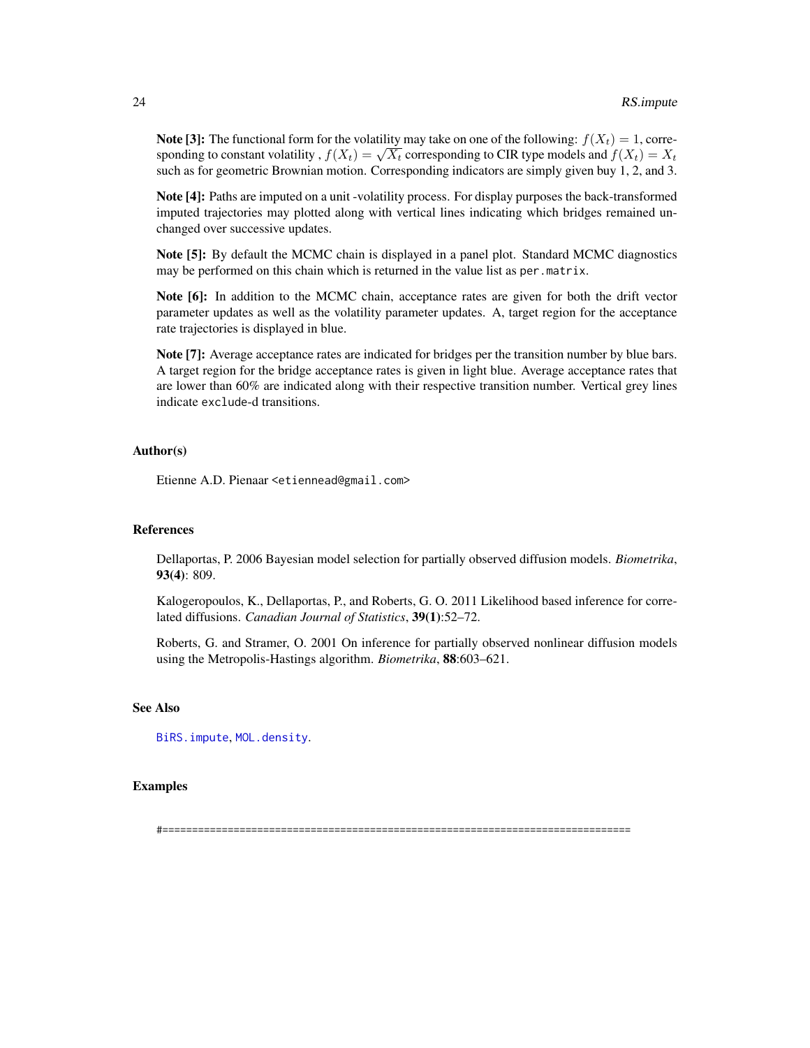**Note [3]:** The functional form for the volatility may take on one of the following: $f(X_t) = 1$, corresponding to constant volatility , $f(X_t) = \sqrt{X_t}$ corresponding to CIR type models and $f(X_t) = X_t$ such as for geometric Brownian motion. Corresponding indicators are simply given buy 1, 2, and 3.

**Note [4]:** Paths are imputed on a unit -volatility process. For display purposes the back-transformed imputed trajectories may plotted along with vertical lines indicating which bridges remained unchanged over successive updates.

**Note [5]:** By default the MCMC chain is displayed in a panel plot. Standard MCMC diagnostics may be performed on this chain which is returned in the value list as `per.matrix`.

**Note [6]:** In addition to the MCMC chain, acceptance rates are given for both the drift vector parameter updates as well as the volatility parameter updates. A, target region for the acceptance rate trajectories is displayed in blue.

**Note [7]:** Average acceptance rates are indicated for bridges per the transition number by blue bars. A target region for the bridge acceptance rates is given in light blue. Average acceptance rates that are lower than 60% are indicated along with their respective transition number. Vertical grey lines indicate `exclude`-d transitions.

### Author(s)

Etienne A.D. Pienaar <etiennead@gmail.com>

### References

Dellaportas, P. 2006 Bayesian model selection for partially observed diffusion models. *Biometrika*, **93(4)**: 809.

Kalogeropoulos, K., Dellaportas, P., and Roberts, G. O. 2011 Likelihood based inference for correlated diffusions. *Canadian Journal of Statistics*, **39(1)**:52–72.

Roberts, G. and Stramer, O. 2001 On inference for partially observed nonlinear diffusion models using the Metropolis-Hastings algorithm. *Biometrika*, **88**:603–621.

### See Also

`BiRS.impute`, `MOL.density`.

### Examples

```
#===============================================================================
```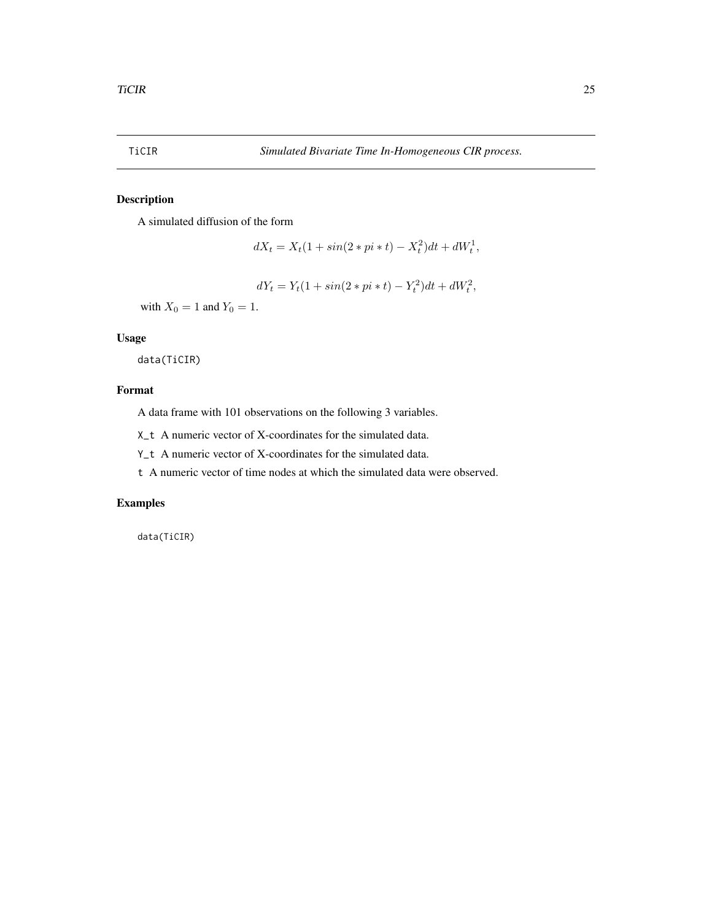## TiCIR — *Simulated Bivariate Time In-Homogeneous CIR process.*

### Description

A simulated diffusion of the form

$$dX_t = X_t(1 + sin(2 * pi * t) - X_t^2)dt + dW_t^1,$$

$$dY_t = Y_t(1 + sin(2 * pi * t) - Y_t^2)dt + dW_t^2,$$

with $X_0 = 1$ and $Y_0 = 1$.

### Usage

```
data(TiCIR)
```

### Format

A data frame with 101 observations on the following 3 variables.

- `X_t` A numeric vector of X-coordinates for the simulated data.
- `Y_t` A numeric vector of X-coordinates for the simulated data.
- `t` A numeric vector of time nodes at which the simulated data were observed.

### Examples

```
data(TiCIR)
```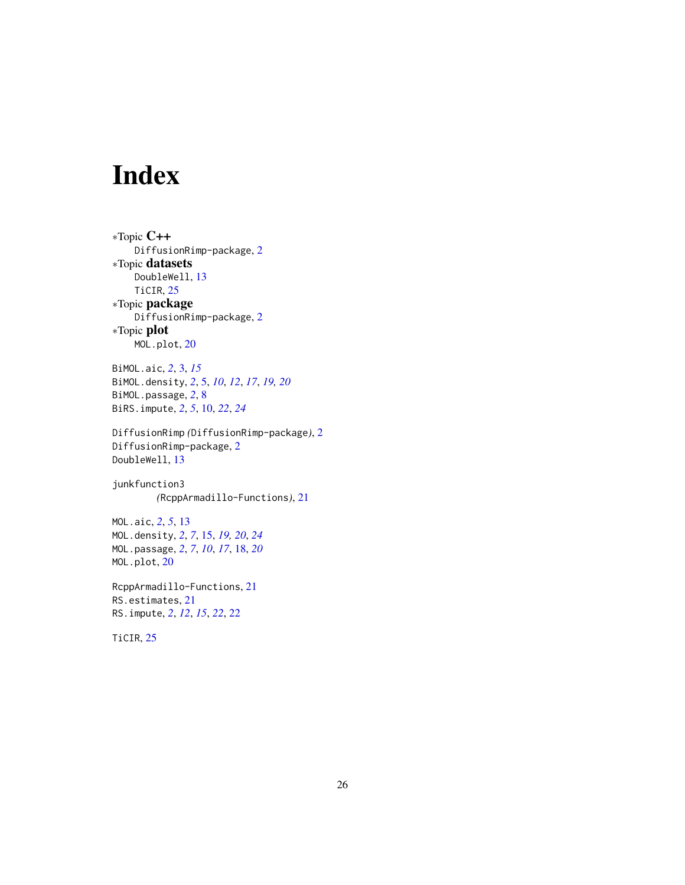# Index

*Topic **C++**
    DiffusionRimp-package, 2
*Topic **datasets**
    DoubleWell, 13
    TiCIR, 25
*Topic **package**
    DiffusionRimp-package, 2
*Topic **plot**
    MOL.plot, 20

BiMOL.aic, *2*, 3, *15*
BiMOL.density, *2*, 5, *10*, *12*, *17*, *19, 20*
BiMOL.passage, *2*, 8
BiRS.impute, *2*, *5*, 10, *22*, *24*

DiffusionRimp *(*DiffusionRimp-package*)*, 2
DiffusionRimp-package, 2
DoubleWell, 13

junkfunction3
        *(*RcppArmadillo-Functions*)*, 21

MOL.aic, *2*, *5*, 13
MOL.density, *2*, *7*, 15, *19, 20*, *24*
MOL.passage, *2*, *7*, *10*, *17*, 18, *20*
MOL.plot, 20

RcppArmadillo-Functions, 21
RS.estimates, 21
RS.impute, *2*, *12*, *15*, *22*, 22

TiCIR, 25